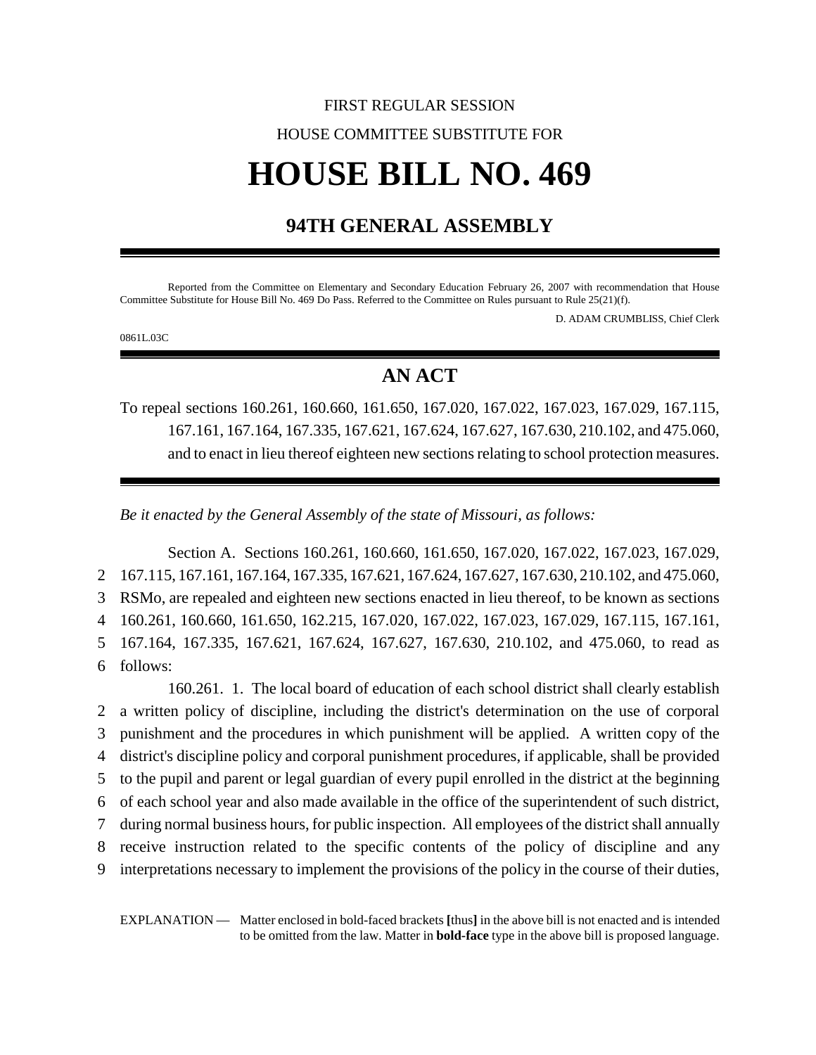FIRST REGULAR SESSION

HOUSE COMMITTEE SUBSTITUTE FOR

# HOUSE BILL NO. 469

## 94TH GENERAL ASSEMBLY

Reported from the Committee on Elementary and Secondary Education February 26, 2007 with recommendation that House Committee Substitute for House Bill No. 469 Do Pass. Referred to the Committee on Rules pursuant to Rule 25(21)(f).

D. ADAM CRUMBLISS, Chief Clerk

0861L.03C

## AN ACT

To repeal sections 160.261, 160.660, 161.650, 167.020, 167.022, 167.023, 167.029, 167.115, 167.161, 167.164, 167.335, 167.621, 167.624, 167.627, 167.630, 210.102, and 475.060, and to enact in lieu thereof eighteen new sections relating to school protection measures.

*Be it enacted by the General Assembly of the state of Missouri, as follows:*

Section A. Sections 160.261, 160.660, 161.650, 167.020, 167.022, 167.023, 167.029,
2 167.115, 167.161, 167.164, 167.335, 167.621, 167.624, 167.627, 167.630, 210.102, and 475.060,
3 RSMo, are repealed and eighteen new sections enacted in lieu thereof, to be known as sections
4 160.261, 160.660, 161.650, 162.215, 167.020, 167.022, 167.023, 167.029, 167.115, 167.161,
5 167.164, 167.335, 167.621, 167.624, 167.627, 167.630, 210.102, and 475.060, to read as
6 follows:

160.261. 1. The local board of education of each school district shall clearly establish
2 a written policy of discipline, including the district's determination on the use of corporal
3 punishment and the procedures in which punishment will be applied. A written copy of the
4 district's discipline policy and corporal punishment procedures, if applicable, shall be provided
5 to the pupil and parent or legal guardian of every pupil enrolled in the district at the beginning
6 of each school year and also made available in the office of the superintendent of such district,
7 during normal business hours, for public inspection. All employees of the district shall annually
8 receive instruction related to the specific contents of the policy of discipline and any
9 interpretations necessary to implement the provisions of the policy in the course of their duties,

EXPLANATION — Matter enclosed in bold-faced brackets **[**thus**]** in the above bill is not enacted and is intended to be omitted from the law. Matter in **bold-face** type in the above bill is proposed language.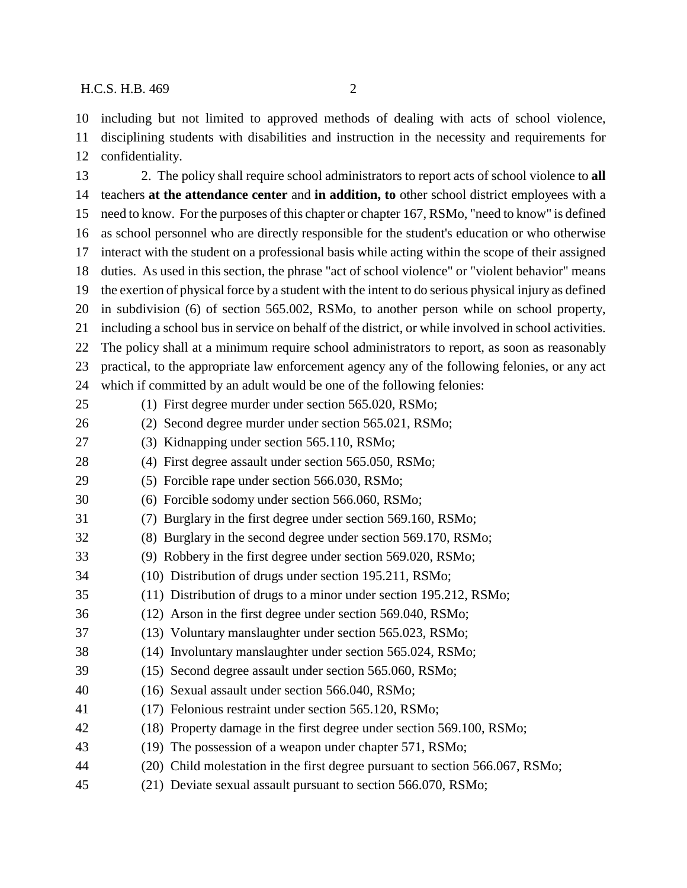including but not limited to approved methods of dealing with acts of school violence, disciplining students with disabilities and instruction in the necessity and requirements for confidentiality.

2. The policy shall require school administrators to report acts of school violence to **all** teachers **at the attendance center** and **in addition, to** other school district employees with a need to know. For the purposes of this chapter or chapter 167, RSMo, "need to know" is defined as school personnel who are directly responsible for the student's education or who otherwise interact with the student on a professional basis while acting within the scope of their assigned duties. As used in this section, the phrase "act of school violence" or "violent behavior" means the exertion of physical force by a student with the intent to do serious physical injury as defined in subdivision (6) of section 565.002, RSMo, to another person while on school property, including a school bus in service on behalf of the district, or while involved in school activities. The policy shall at a minimum require school administrators to report, as soon as reasonably practical, to the appropriate law enforcement agency any of the following felonies, or any act which if committed by an adult would be one of the following felonies:

(1) First degree murder under section 565.020, RSMo;

(2) Second degree murder under section 565.021, RSMo;

(3) Kidnapping under section 565.110, RSMo;

(4) First degree assault under section 565.050, RSMo;

(5) Forcible rape under section 566.030, RSMo;

(6) Forcible sodomy under section 566.060, RSMo;

(7) Burglary in the first degree under section 569.160, RSMo;

(8) Burglary in the second degree under section 569.170, RSMo;

(9) Robbery in the first degree under section 569.020, RSMo;

(10) Distribution of drugs under section 195.211, RSMo;

(11) Distribution of drugs to a minor under section 195.212, RSMo;

(12) Arson in the first degree under section 569.040, RSMo;

(13) Voluntary manslaughter under section 565.023, RSMo;

(14) Involuntary manslaughter under section 565.024, RSMo;

(15) Second degree assault under section 565.060, RSMo;

(16) Sexual assault under section 566.040, RSMo;

(17) Felonious restraint under section 565.120, RSMo;

(18) Property damage in the first degree under section 569.100, RSMo;

(19) The possession of a weapon under chapter 571, RSMo;

(20) Child molestation in the first degree pursuant to section 566.067, RSMo;

(21) Deviate sexual assault pursuant to section 566.070, RSMo;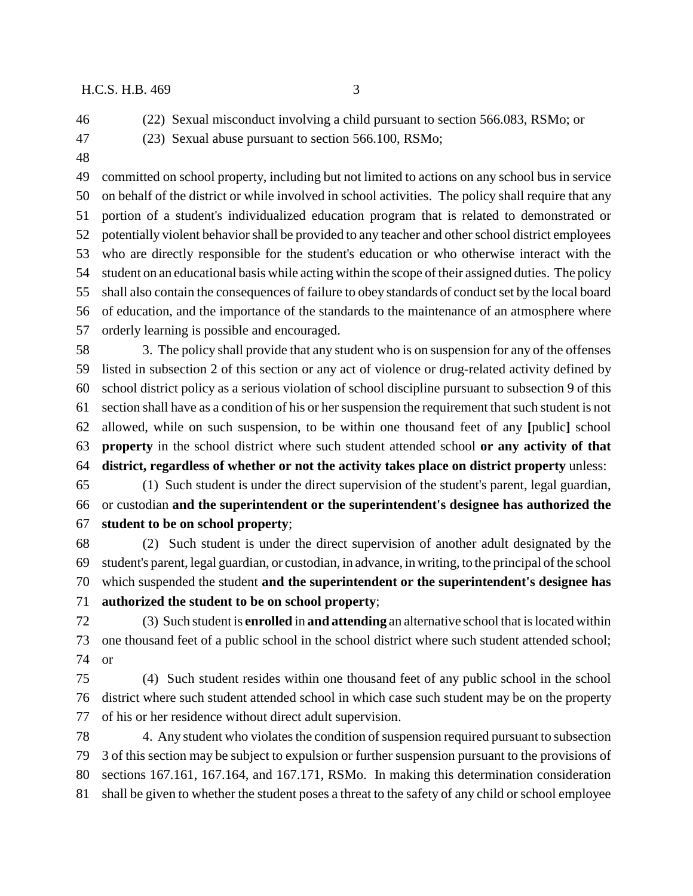(22) Sexual misconduct involving a child pursuant to section 566.083, RSMo; or

(23) Sexual abuse pursuant to section 566.100, RSMo;

committed on school property, including but not limited to actions on any school bus in service on behalf of the district or while involved in school activities. The policy shall require that any portion of a student's individualized education program that is related to demonstrated or potentially violent behavior shall be provided to any teacher and other school district employees who are directly responsible for the student's education or who otherwise interact with the student on an educational basis while acting within the scope of their assigned duties. The policy shall also contain the consequences of failure to obey standards of conduct set by the local board of education, and the importance of the standards to the maintenance of an atmosphere where orderly learning is possible and encouraged.

3. The policy shall provide that any student who is on suspension for any of the offenses listed in subsection 2 of this section or any act of violence or drug-related activity defined by school district policy as a serious violation of school discipline pursuant to subsection 9 of this section shall have as a condition of his or her suspension the requirement that such student is not allowed, while on such suspension, to be within one thousand feet of any **[**public**]** school **property** in the school district where such student attended school **or any activity of that district, regardless of whether or not the activity takes place on district property** unless:

(1) Such student is under the direct supervision of the student's parent, legal guardian, or custodian **and the superintendent or the superintendent's designee has authorized the student to be on school property**;

(2) Such student is under the direct supervision of another adult designated by the student's parent, legal guardian, or custodian, in advance, in writing, to the principal of the school which suspended the student **and the superintendent or the superintendent's designee has authorized the student to be on school property**;

(3) Such student is **enrolled** in **and attending** an alternative school that is located within one thousand feet of a public school in the school district where such student attended school; or

(4) Such student resides within one thousand feet of any public school in the school district where such student attended school in which case such student may be on the property of his or her residence without direct adult supervision.

4. Any student who violates the condition of suspension required pursuant to subsection 3 of this section may be subject to expulsion or further suspension pursuant to the provisions of sections 167.161, 167.164, and 167.171, RSMo. In making this determination consideration shall be given to whether the student poses a threat to the safety of any child or school employee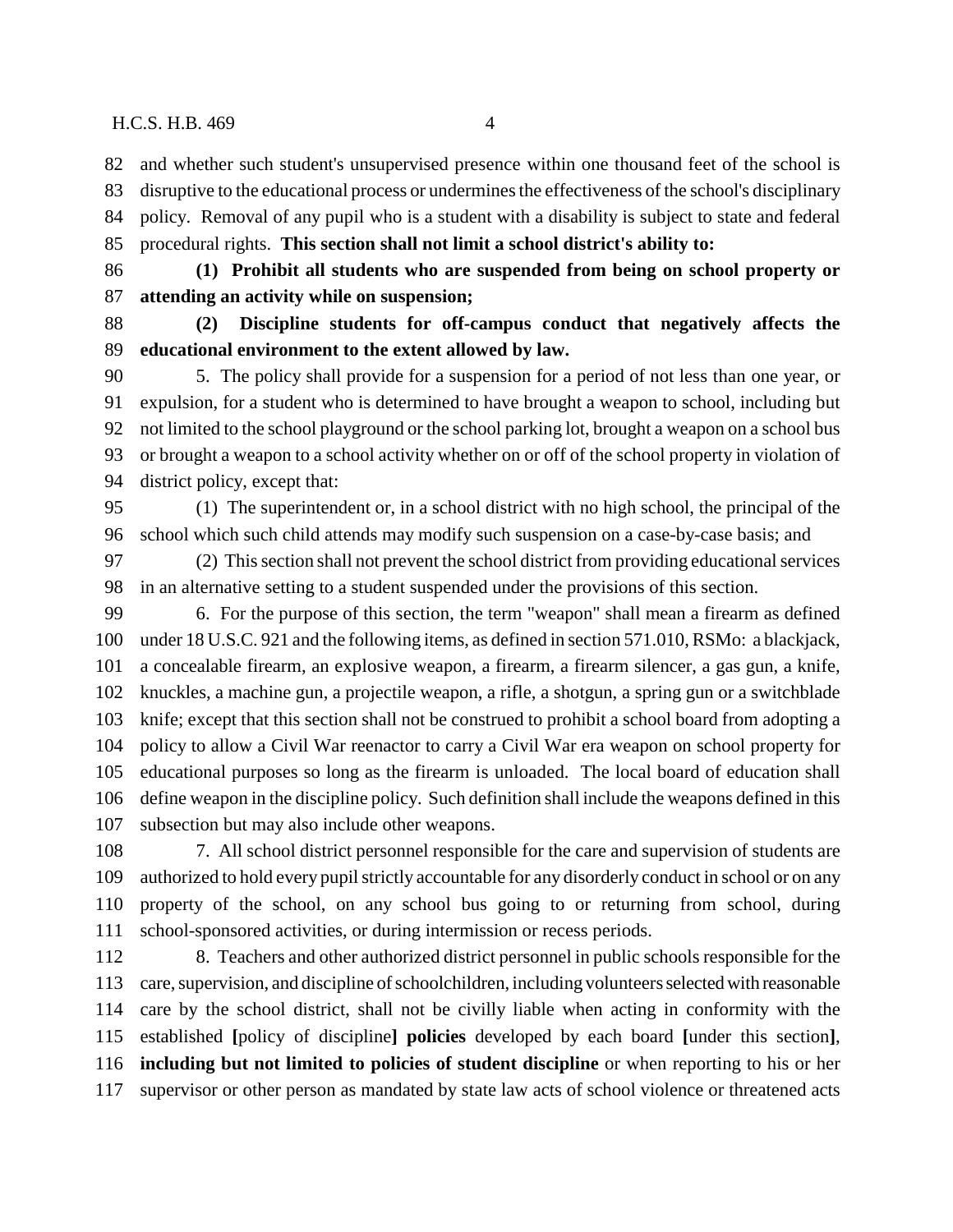and whether such student's unsupervised presence within one thousand feet of the school is disruptive to the educational process or undermines the effectiveness of the school's disciplinary policy. Removal of any pupil who is a student with a disability is subject to state and federal procedural rights. **This section shall not limit a school district's ability to:**

**(1) Prohibit all students who are suspended from being on school property or attending an activity while on suspension;**

**(2) Discipline students for off-campus conduct that negatively affects the educational environment to the extent allowed by law.**

5. The policy shall provide for a suspension for a period of not less than one year, or expulsion, for a student who is determined to have brought a weapon to school, including but not limited to the school playground or the school parking lot, brought a weapon on a school bus or brought a weapon to a school activity whether on or off of the school property in violation of district policy, except that:

(1) The superintendent or, in a school district with no high school, the principal of the school which such child attends may modify such suspension on a case-by-case basis; and

(2) This section shall not prevent the school district from providing educational services in an alternative setting to a student suspended under the provisions of this section.

6. For the purpose of this section, the term "weapon" shall mean a firearm as defined under 18 U.S.C. 921 and the following items, as defined in section 571.010, RSMo: a blackjack, a concealable firearm, an explosive weapon, a firearm, a firearm silencer, a gas gun, a knife, knuckles, a machine gun, a projectile weapon, a rifle, a shotgun, a spring gun or a switchblade knife; except that this section shall not be construed to prohibit a school board from adopting a policy to allow a Civil War reenactor to carry a Civil War era weapon on school property for educational purposes so long as the firearm is unloaded. The local board of education shall define weapon in the discipline policy. Such definition shall include the weapons defined in this subsection but may also include other weapons.

7. All school district personnel responsible for the care and supervision of students are authorized to hold every pupil strictly accountable for any disorderly conduct in school or on any property of the school, on any school bus going to or returning from school, during school-sponsored activities, or during intermission or recess periods.

8. Teachers and other authorized district personnel in public schools responsible for the care, supervision, and discipline of schoolchildren, including volunteers selected with reasonable care by the school district, shall not be civilly liable when acting in conformity with the established **[**policy of discipline**]** **policies** developed by each board **[**under this section**]**, **including but not limited to policies of student discipline** or when reporting to his or her supervisor or other person as mandated by state law acts of school violence or threatened acts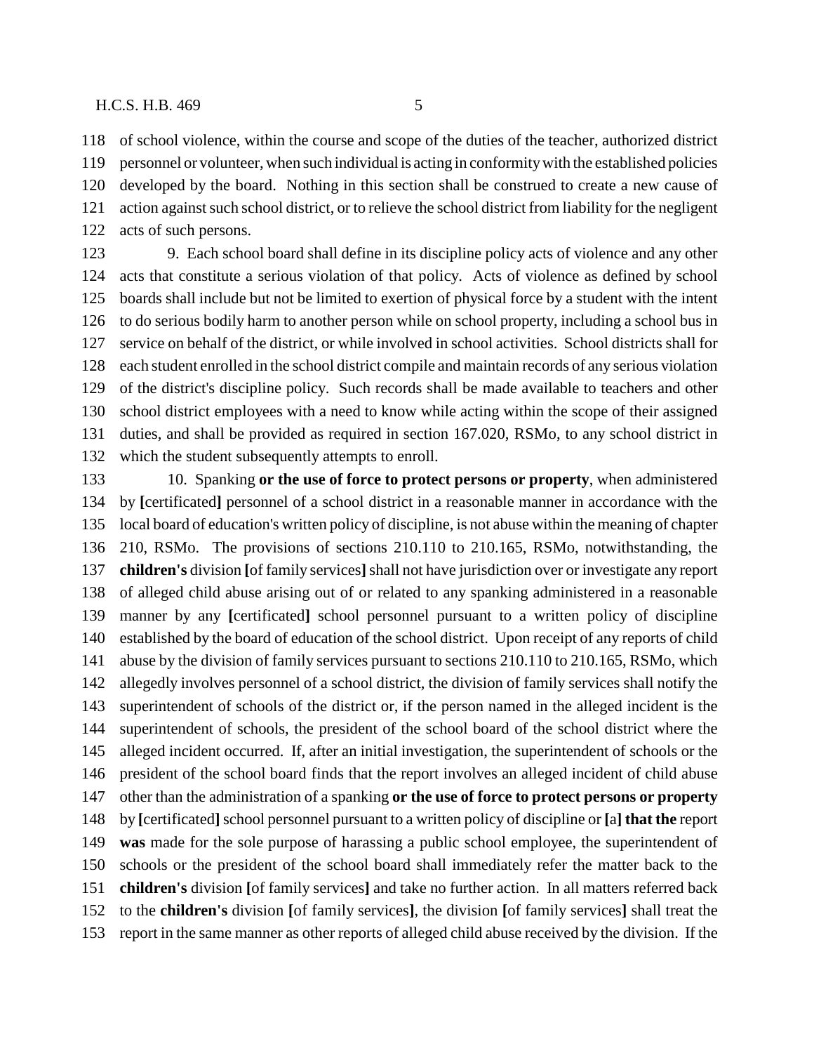of school violence, within the course and scope of the duties of the teacher, authorized district personnel or volunteer, when such individual is acting in conformity with the established policies developed by the board. Nothing in this section shall be construed to create a new cause of action against such school district, or to relieve the school district from liability for the negligent acts of such persons.

9. Each school board shall define in its discipline policy acts of violence and any other acts that constitute a serious violation of that policy. Acts of violence as defined by school boards shall include but not be limited to exertion of physical force by a student with the intent to do serious bodily harm to another person while on school property, including a school bus in service on behalf of the district, or while involved in school activities. School districts shall for each student enrolled in the school district compile and maintain records of any serious violation of the district's discipline policy. Such records shall be made available to teachers and other school district employees with a need to know while acting within the scope of their assigned duties, and shall be provided as required in section 167.020, RSMo, to any school district in which the student subsequently attempts to enroll.

10. Spanking **or the use of force to protect persons or property**, when administered by **[**certificated**]** personnel of a school district in a reasonable manner in accordance with the local board of education's written policy of discipline, is not abuse within the meaning of chapter 210, RSMo. The provisions of sections 210.110 to 210.165, RSMo, notwithstanding, the **children's** division **[**of family services**]** shall not have jurisdiction over or investigate any report of alleged child abuse arising out of or related to any spanking administered in a reasonable manner by any **[**certificated**]** school personnel pursuant to a written policy of discipline established by the board of education of the school district. Upon receipt of any reports of child abuse by the division of family services pursuant to sections 210.110 to 210.165, RSMo, which allegedly involves personnel of a school district, the division of family services shall notify the superintendent of schools of the district or, if the person named in the alleged incident is the superintendent of schools, the president of the school board of the school district where the alleged incident occurred. If, after an initial investigation, the superintendent of schools or the president of the school board finds that the report involves an alleged incident of child abuse other than the administration of a spanking **or the use of force to protect persons or property** by **[**certificated**]** school personnel pursuant to a written policy of discipline or **[**a**] that the** report **was** made for the sole purpose of harassing a public school employee, the superintendent of schools or the president of the school board shall immediately refer the matter back to the **children's** division **[**of family services**]** and take no further action. In all matters referred back to the **children's** division **[**of family services**]**, the division **[**of family services**]** shall treat the report in the same manner as other reports of alleged child abuse received by the division. If the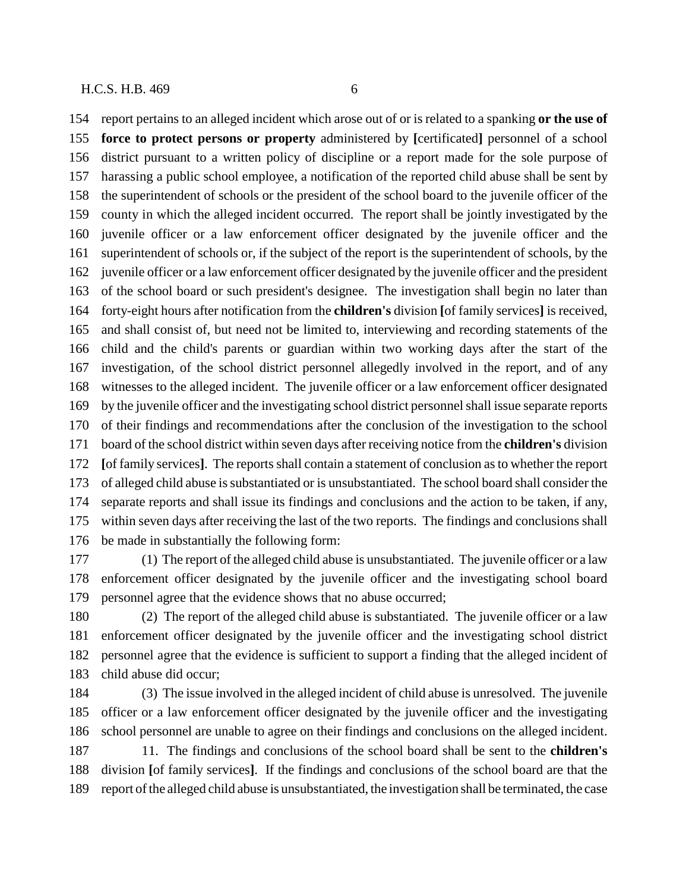report pertains to an alleged incident which arose out of or is related to a spanking **or the use of force to protect persons or property** administered by **[**certificated**]** personnel of a school district pursuant to a written policy of discipline or a report made for the sole purpose of harassing a public school employee, a notification of the reported child abuse shall be sent by the superintendent of schools or the president of the school board to the juvenile officer of the county in which the alleged incident occurred. The report shall be jointly investigated by the juvenile officer or a law enforcement officer designated by the juvenile officer and the superintendent of schools or, if the subject of the report is the superintendent of schools, by the juvenile officer or a law enforcement officer designated by the juvenile officer and the president of the school board or such president's designee. The investigation shall begin no later than forty-eight hours after notification from the **children's** division **[**of family services**]** is received, and shall consist of, but need not be limited to, interviewing and recording statements of the child and the child's parents or guardian within two working days after the start of the investigation, of the school district personnel allegedly involved in the report, and of any witnesses to the alleged incident. The juvenile officer or a law enforcement officer designated by the juvenile officer and the investigating school district personnel shall issue separate reports of their findings and recommendations after the conclusion of the investigation to the school board of the school district within seven days after receiving notice from the **children's** division **[**of family services**]**. The reports shall contain a statement of conclusion as to whether the report of alleged child abuse is substantiated or is unsubstantiated. The school board shall consider the separate reports and shall issue its findings and conclusions and the action to be taken, if any, within seven days after receiving the last of the two reports. The findings and conclusions shall be made in substantially the following form:

(1) The report of the alleged child abuse is unsubstantiated. The juvenile officer or a law enforcement officer designated by the juvenile officer and the investigating school board personnel agree that the evidence shows that no abuse occurred;

(2) The report of the alleged child abuse is substantiated. The juvenile officer or a law enforcement officer designated by the juvenile officer and the investigating school district personnel agree that the evidence is sufficient to support a finding that the alleged incident of child abuse did occur;

(3) The issue involved in the alleged incident of child abuse is unresolved. The juvenile officer or a law enforcement officer designated by the juvenile officer and the investigating school personnel are unable to agree on their findings and conclusions on the alleged incident.

11. The findings and conclusions of the school board shall be sent to the **children's** division **[**of family services**]**. If the findings and conclusions of the school board are that the report of the alleged child abuse is unsubstantiated, the investigation shall be terminated, the case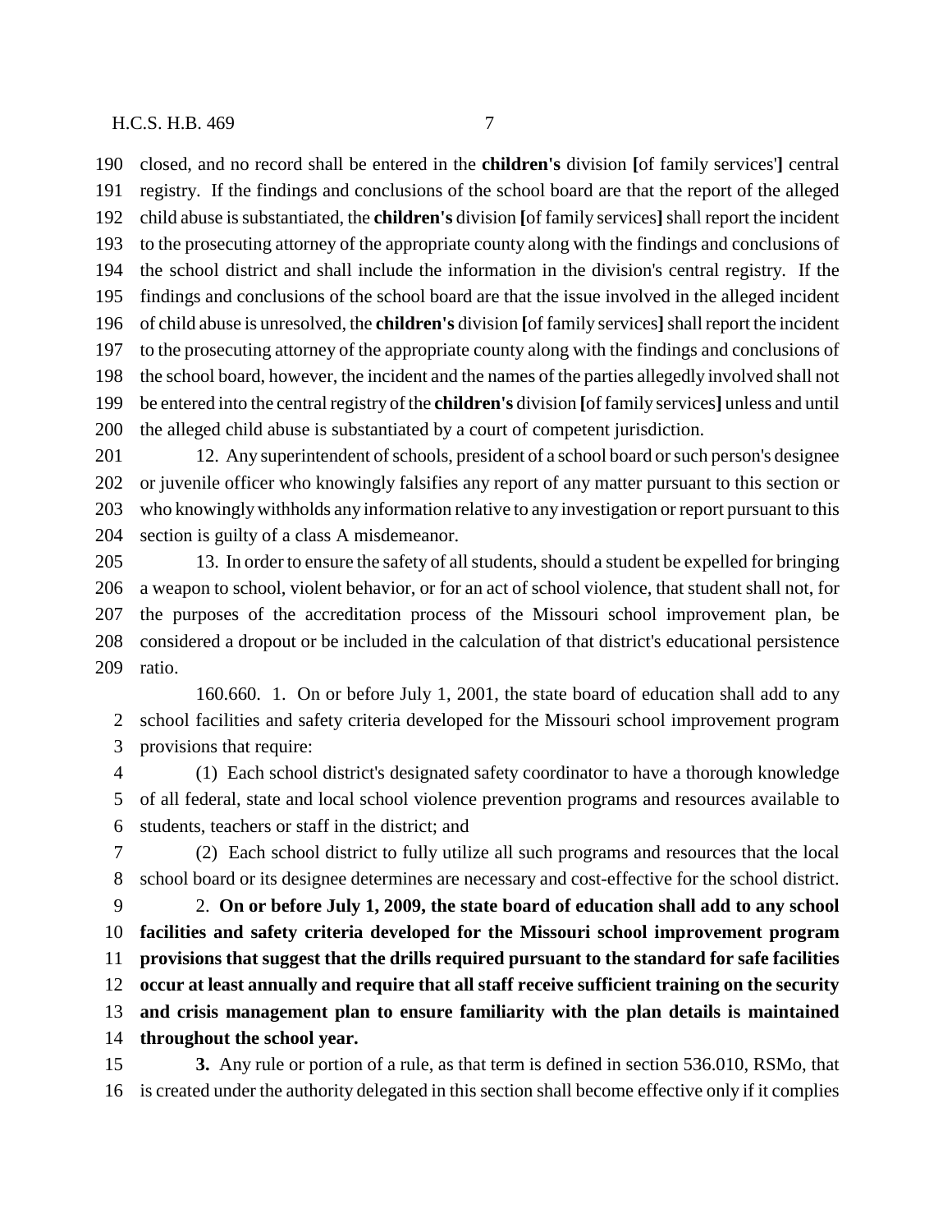closed, and no record shall be entered in the **children's** division **[**of family services'**]** central registry. If the findings and conclusions of the school board are that the report of the alleged child abuse is substantiated, the **children's** division **[**of family services**]** shall report the incident to the prosecuting attorney of the appropriate county along with the findings and conclusions of the school district and shall include the information in the division's central registry. If the findings and conclusions of the school board are that the issue involved in the alleged incident of child abuse is unresolved, the **children's** division **[**of family services**]** shall report the incident to the prosecuting attorney of the appropriate county along with the findings and conclusions of the school board, however, the incident and the names of the parties allegedly involved shall not be entered into the central registry of the **children's** division **[**of family services**]** unless and until the alleged child abuse is substantiated by a court of competent jurisdiction.

12. Any superintendent of schools, president of a school board or such person's designee or juvenile officer who knowingly falsifies any report of any matter pursuant to this section or who knowingly withholds any information relative to any investigation or report pursuant to this section is guilty of a class A misdemeanor.

13. In order to ensure the safety of all students, should a student be expelled for bringing a weapon to school, violent behavior, or for an act of school violence, that student shall not, for the purposes of the accreditation process of the Missouri school improvement plan, be considered a dropout or be included in the calculation of that district's educational persistence ratio.

160.660. 1. On or before July 1, 2001, the state board of education shall add to any school facilities and safety criteria developed for the Missouri school improvement program provisions that require:

(1) Each school district's designated safety coordinator to have a thorough knowledge of all federal, state and local school violence prevention programs and resources available to students, teachers or staff in the district; and

(2) Each school district to fully utilize all such programs and resources that the local school board or its designee determines are necessary and cost-effective for the school district.

2. **On or before July 1, 2009, the state board of education shall add to any school facilities and safety criteria developed for the Missouri school improvement program provisions that suggest that the drills required pursuant to the standard for safe facilities occur at least annually and require that all staff receive sufficient training on the security and crisis management plan to ensure familiarity with the plan details is maintained throughout the school year.**

**3.** Any rule or portion of a rule, as that term is defined in section 536.010, RSMo, that is created under the authority delegated in this section shall become effective only if it complies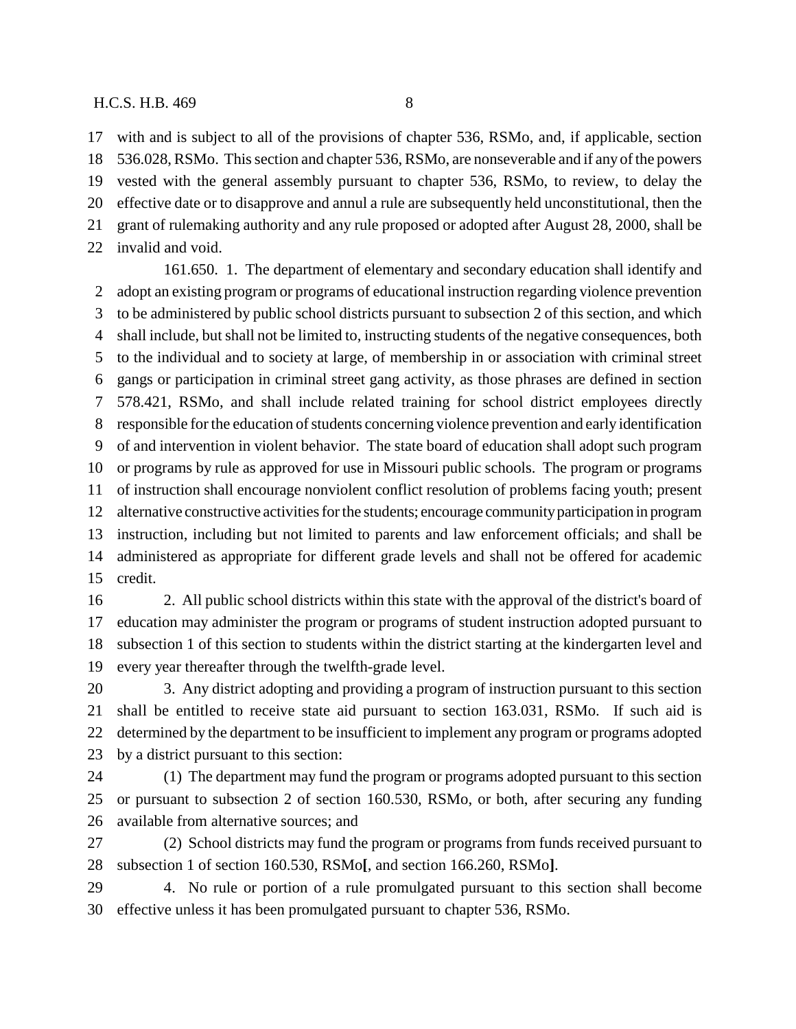with and is subject to all of the provisions of chapter 536, RSMo, and, if applicable, section 536.028, RSMo. This section and chapter 536, RSMo, are nonseverable and if any of the powers vested with the general assembly pursuant to chapter 536, RSMo, to review, to delay the effective date or to disapprove and annul a rule are subsequently held unconstitutional, then the grant of rulemaking authority and any rule proposed or adopted after August 28, 2000, shall be invalid and void.

161.650. 1. The department of elementary and secondary education shall identify and adopt an existing program or programs of educational instruction regarding violence prevention to be administered by public school districts pursuant to subsection 2 of this section, and which shall include, but shall not be limited to, instructing students of the negative consequences, both to the individual and to society at large, of membership in or association with criminal street gangs or participation in criminal street gang activity, as those phrases are defined in section 578.421, RSMo, and shall include related training for school district employees directly responsible for the education of students concerning violence prevention and early identification of and intervention in violent behavior. The state board of education shall adopt such program or programs by rule as approved for use in Missouri public schools. The program or programs of instruction shall encourage nonviolent conflict resolution of problems facing youth; present alternative constructive activities for the students; encourage community participation in program instruction, including but not limited to parents and law enforcement officials; and shall be administered as appropriate for different grade levels and shall not be offered for academic credit.

2. All public school districts within this state with the approval of the district's board of education may administer the program or programs of student instruction adopted pursuant to subsection 1 of this section to students within the district starting at the kindergarten level and every year thereafter through the twelfth-grade level.

3. Any district adopting and providing a program of instruction pursuant to this section shall be entitled to receive state aid pursuant to section 163.031, RSMo. If such aid is determined by the department to be insufficient to implement any program or programs adopted by a district pursuant to this section:

(1) The department may fund the program or programs adopted pursuant to this section or pursuant to subsection 2 of section 160.530, RSMo, or both, after securing any funding available from alternative sources; and

(2) School districts may fund the program or programs from funds received pursuant to subsection 1 of section 160.530, RSMo**[**, and section 166.260, RSMo**]**.

4. No rule or portion of a rule promulgated pursuant to this section shall become effective unless it has been promulgated pursuant to chapter 536, RSMo.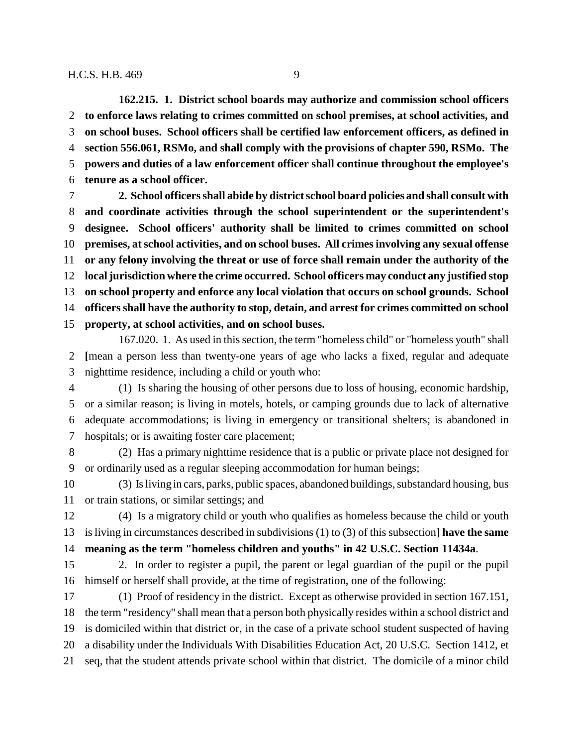**162.215. 1. District school boards may authorize and commission school officers to enforce laws relating to crimes committed on school premises, at school activities, and on school buses. School officers shall be certified law enforcement officers, as defined in section 556.061, RSMo, and shall comply with the provisions of chapter 590, RSMo. The powers and duties of a law enforcement officer shall continue throughout the employee's tenure as a school officer.**

**2. School officers shall abide by district school board policies and shall consult with and coordinate activities through the school superintendent or the superintendent's designee. School officers' authority shall be limited to crimes committed on school premises, at school activities, and on school buses. All crimes involving any sexual offense or any felony involving the threat or use of force shall remain under the authority of the local jurisdiction where the crime occurred. School officers may conduct any justified stop on school property and enforce any local violation that occurs on school grounds. School officers shall have the authority to stop, detain, and arrest for crimes committed on school property, at school activities, and on school buses.**

167.020. 1. As used in this section, the term "homeless child" or "homeless youth" shall [mean a person less than twenty-one years of age who lacks a fixed, regular and adequate nighttime residence, including a child or youth who:

(1) Is sharing the housing of other persons due to loss of housing, economic hardship, or a similar reason; is living in motels, hotels, or camping grounds due to lack of alternative adequate accommodations; is living in emergency or transitional shelters; is abandoned in hospitals; or is awaiting foster care placement;

(2) Has a primary nighttime residence that is a public or private place not designed for or ordinarily used as a regular sleeping accommodation for human beings;

(3) Is living in cars, parks, public spaces, abandoned buildings, substandard housing, bus or train stations, or similar settings; and

(4) Is a migratory child or youth who qualifies as homeless because the child or youth is living in circumstances described in subdivisions (1) to (3) of this subsection] **have the same meaning as the term "homeless children and youths" in 42 U.S.C. Section 11434a**.

2. In order to register a pupil, the parent or legal guardian of the pupil or the pupil himself or herself shall provide, at the time of registration, one of the following:

(1) Proof of residency in the district. Except as otherwise provided in section 167.151, the term "residency" shall mean that a person both physically resides within a school district and is domiciled within that district or, in the case of a private school student suspected of having a disability under the Individuals With Disabilities Education Act, 20 U.S.C. Section 1412, et seq, that the student attends private school within that district. The domicile of a minor child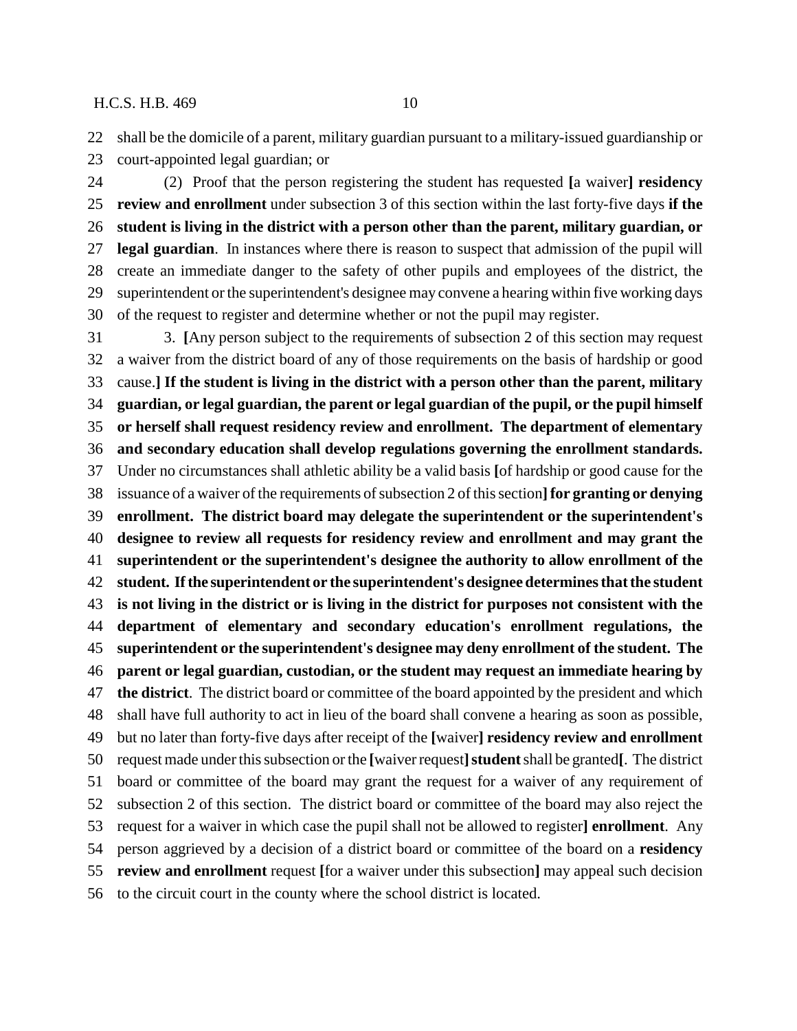22 shall be the domicile of a parent, military guardian pursuant to a military-issued guardianship or
23 court-appointed legal guardian; or

24 (2) Proof that the person registering the student has requested [a waiver] **residency**
25 **review and enrollment** under subsection 3 of this section within the last forty-five days **if the**
26 **student is living in the district with a person other than the parent, military guardian, or**
27 **legal guardian**. In instances where there is reason to suspect that admission of the pupil will
28 create an immediate danger to the safety of other pupils and employees of the district, the
29 superintendent or the superintendent's designee may convene a hearing within five working days
30 of the request to register and determine whether or not the pupil may register.

31 3. [Any person subject to the requirements of subsection 2 of this section may request
32 a waiver from the district board of any of those requirements on the basis of hardship or good
33 cause.] **If the student is living in the district with a person other than the parent, military**
34 **guardian, or legal guardian, the parent or legal guardian of the pupil, or the pupil himself**
35 **or herself shall request residency review and enrollment. The department of elementary**
36 **and secondary education shall develop regulations governing the enrollment standards.**
37 Under no circumstances shall athletic ability be a valid basis [of hardship or good cause for the
38 issuance of a waiver of the requirements of subsection 2 of this section] **for granting or denying**
39 **enrollment. The district board may delegate the superintendent or the superintendent's**
40 **designee to review all requests for residency review and enrollment and may grant the**
41 **superintendent or the superintendent's designee the authority to allow enrollment of the**
42 **student. If the superintendent or the superintendent's designee determines that the student**
43 **is not living in the district or is living in the district for purposes not consistent with the**
44 **department of elementary and secondary education's enrollment regulations, the**
45 **superintendent or the superintendent's designee may deny enrollment of the student. The**
46 **parent or legal guardian, custodian, or the student may request an immediate hearing by**
47 **the district**. The district board or committee of the board appointed by the president and which
48 shall have full authority to act in lieu of the board shall convene a hearing as soon as possible,
49 but no later than forty-five days after receipt of the [waiver] **residency review and enrollment**
50 request made under this subsection or the [waiver request] **student** shall be granted[. The district
51 board or committee of the board may grant the request for a waiver of any requirement of
52 subsection 2 of this section. The district board or committee of the board may also reject the
53 request for a waiver in which case the pupil shall not be allowed to register] **enrollment**. Any
54 person aggrieved by a decision of a district board or committee of the board on a **residency**
55 **review and enrollment** request [for a waiver under this subsection] may appeal such decision
56 to the circuit court in the county where the school district is located.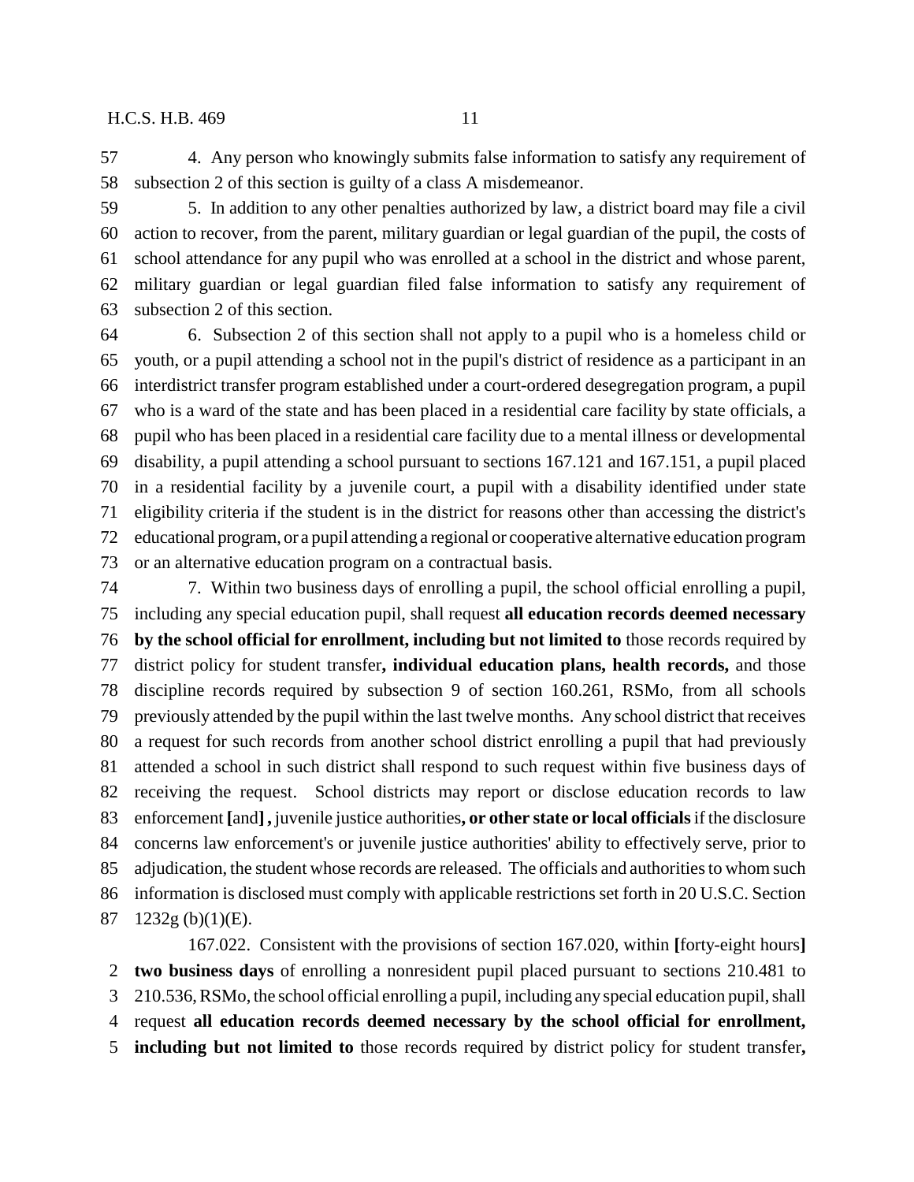4. Any person who knowingly submits false information to satisfy any requirement of subsection 2 of this section is guilty of a class A misdemeanor.

5. In addition to any other penalties authorized by law, a district board may file a civil action to recover, from the parent, military guardian or legal guardian of the pupil, the costs of school attendance for any pupil who was enrolled at a school in the district and whose parent, military guardian or legal guardian filed false information to satisfy any requirement of subsection 2 of this section.

6. Subsection 2 of this section shall not apply to a pupil who is a homeless child or youth, or a pupil attending a school not in the pupil's district of residence as a participant in an interdistrict transfer program established under a court-ordered desegregation program, a pupil who is a ward of the state and has been placed in a residential care facility by state officials, a pupil who has been placed in a residential care facility due to a mental illness or developmental disability, a pupil attending a school pursuant to sections 167.121 and 167.151, a pupil placed in a residential facility by a juvenile court, a pupil with a disability identified under state eligibility criteria if the student is in the district for reasons other than accessing the district's educational program, or a pupil attending a regional or cooperative alternative education program or an alternative education program on a contractual basis.

7. Within two business days of enrolling a pupil, the school official enrolling a pupil, including any special education pupil, shall request **all education records deemed necessary by the school official for enrollment, including but not limited to** those records required by district policy for student transfer**, individual education plans, health records,** and those discipline records required by subsection 9 of section 160.261, RSMo, from all schools previously attended by the pupil within the last twelve months. Any school district that receives a request for such records from another school district enrolling a pupil that had previously attended a school in such district shall respond to such request within five business days of receiving the request. School districts may report or disclose education records to law enforcement **[**and**] ,** juvenile justice authorities**, or other state or local officials** if the disclosure concerns law enforcement's or juvenile justice authorities' ability to effectively serve, prior to adjudication, the student whose records are released. The officials and authorities to whom such information is disclosed must comply with applicable restrictions set forth in 20 U.S.C. Section 1232g (b)(1)(E).

167.022. Consistent with the provisions of section 167.020, within **[**forty-eight hours**]** **two business days** of enrolling a nonresident pupil placed pursuant to sections 210.481 to 210.536, RSMo, the school official enrolling a pupil, including any special education pupil, shall request **all education records deemed necessary by the school official for enrollment, including but not limited to** those records required by district policy for student transfer**,**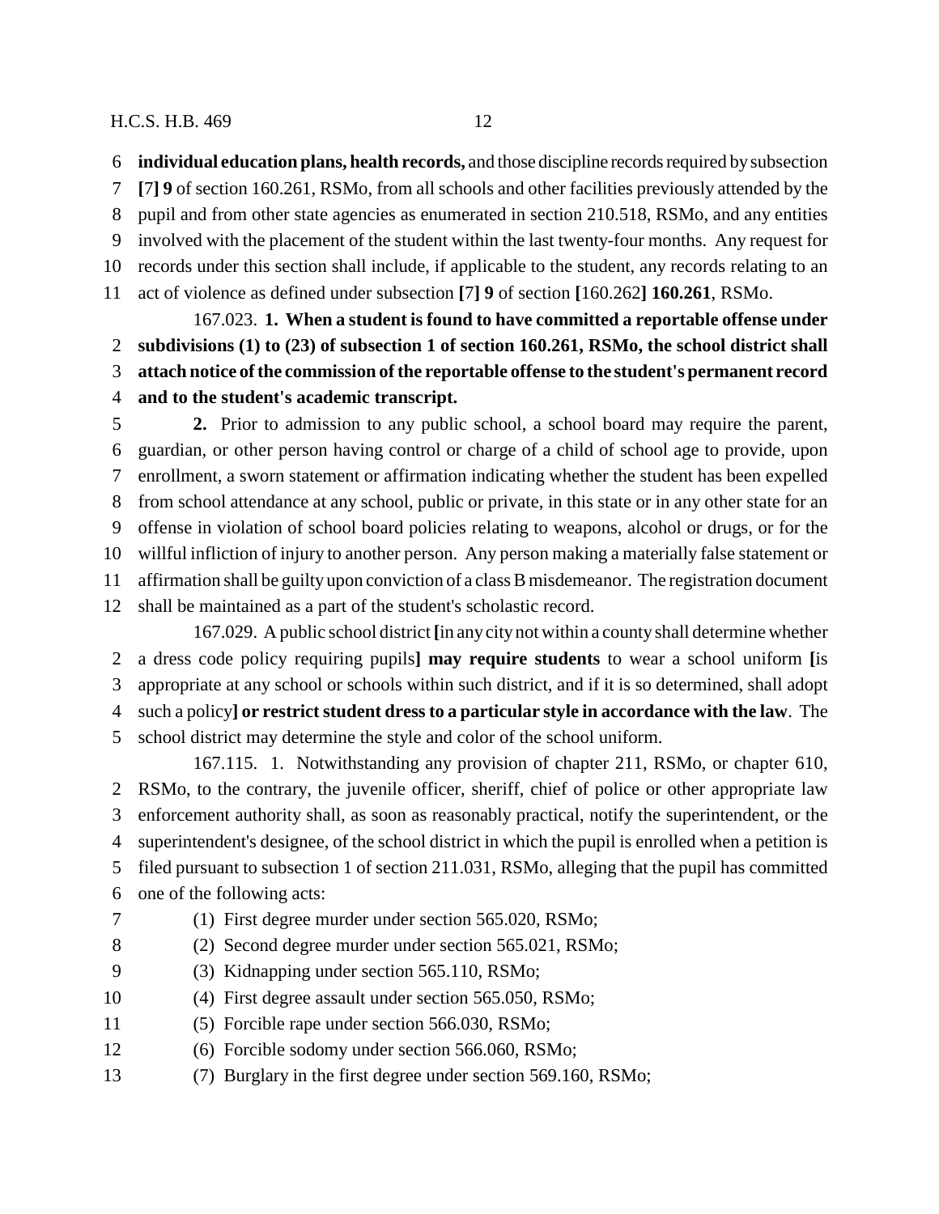**individual education plans, health records,** and those discipline records required by subsection [7] **9** of section 160.261, RSMo, from all schools and other facilities previously attended by the pupil and from other state agencies as enumerated in section 210.518, RSMo, and any entities involved with the placement of the student within the last twenty-four months. Any request for records under this section shall include, if applicable to the student, any records relating to an act of violence as defined under subsection [7] **9** of section [160.262] **160.261**, RSMo.

167.023. **1. When a student is found to have committed a reportable offense under subdivisions (1) to (23) of subsection 1 of section 160.261, RSMo, the school district shall attach notice of the commission of the reportable offense to the student's permanent record and to the student's academic transcript.**

**2.** Prior to admission to any public school, a school board may require the parent, guardian, or other person having control or charge of a child of school age to provide, upon enrollment, a sworn statement or affirmation indicating whether the student has been expelled from school attendance at any school, public or private, in this state or in any other state for an offense in violation of school board policies relating to weapons, alcohol or drugs, or for the willful infliction of injury to another person. Any person making a materially false statement or affirmation shall be guilty upon conviction of a class B misdemeanor. The registration document shall be maintained as a part of the student's scholastic record.

167.029. A public school district [in any city not within a county shall determine whether a dress code policy requiring pupils] **may require students** to wear a school uniform [is appropriate at any school or schools within such district, and if it is so determined, shall adopt such a policy] **or restrict student dress to a particular style in accordance with the law**. The school district may determine the style and color of the school uniform.

167.115. 1. Notwithstanding any provision of chapter 211, RSMo, or chapter 610, RSMo, to the contrary, the juvenile officer, sheriff, chief of police or other appropriate law enforcement authority shall, as soon as reasonably practical, notify the superintendent, or the superintendent's designee, of the school district in which the pupil is enrolled when a petition is filed pursuant to subsection 1 of section 211.031, RSMo, alleging that the pupil has committed one of the following acts:

(1) First degree murder under section 565.020, RSMo;

(2) Second degree murder under section 565.021, RSMo;

(3) Kidnapping under section 565.110, RSMo;

(4) First degree assault under section 565.050, RSMo;

(5) Forcible rape under section 566.030, RSMo;

(6) Forcible sodomy under section 566.060, RSMo;

(7) Burglary in the first degree under section 569.160, RSMo;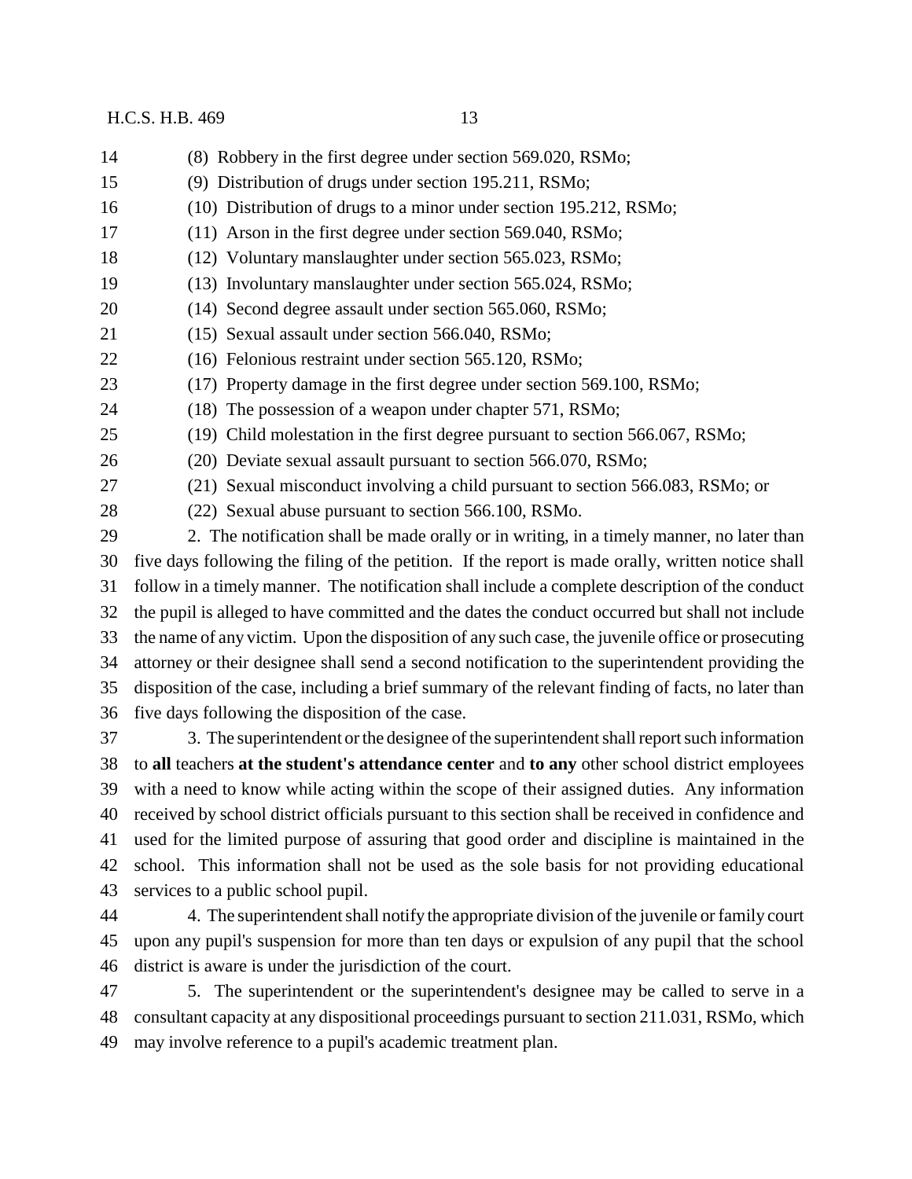(8) Robbery in the first degree under section 569.020, RSMo;

(9) Distribution of drugs under section 195.211, RSMo;

(10) Distribution of drugs to a minor under section 195.212, RSMo;

(11) Arson in the first degree under section 569.040, RSMo;

(12) Voluntary manslaughter under section 565.023, RSMo;

(13) Involuntary manslaughter under section 565.024, RSMo;

(14) Second degree assault under section 565.060, RSMo;

(15) Sexual assault under section 566.040, RSMo;

(16) Felonious restraint under section 565.120, RSMo;

(17) Property damage in the first degree under section 569.100, RSMo;

(18) The possession of a weapon under chapter 571, RSMo;

(19) Child molestation in the first degree pursuant to section 566.067, RSMo;

(20) Deviate sexual assault pursuant to section 566.070, RSMo;

(21) Sexual misconduct involving a child pursuant to section 566.083, RSMo; or

(22) Sexual abuse pursuant to section 566.100, RSMo.

2. The notification shall be made orally or in writing, in a timely manner, no later than five days following the filing of the petition. If the report is made orally, written notice shall follow in a timely manner. The notification shall include a complete description of the conduct the pupil is alleged to have committed and the dates the conduct occurred but shall not include the name of any victim. Upon the disposition of any such case, the juvenile office or prosecuting attorney or their designee shall send a second notification to the superintendent providing the disposition of the case, including a brief summary of the relevant finding of facts, no later than five days following the disposition of the case.

3. The superintendent or the designee of the superintendent shall report such information to **all** teachers **at the student's attendance center** and **to any** other school district employees with a need to know while acting within the scope of their assigned duties. Any information received by school district officials pursuant to this section shall be received in confidence and used for the limited purpose of assuring that good order and discipline is maintained in the school. This information shall not be used as the sole basis for not providing educational services to a public school pupil.

4. The superintendent shall notify the appropriate division of the juvenile or family court upon any pupil's suspension for more than ten days or expulsion of any pupil that the school district is aware is under the jurisdiction of the court.

5. The superintendent or the superintendent's designee may be called to serve in a consultant capacity at any dispositional proceedings pursuant to section 211.031, RSMo, which may involve reference to a pupil's academic treatment plan.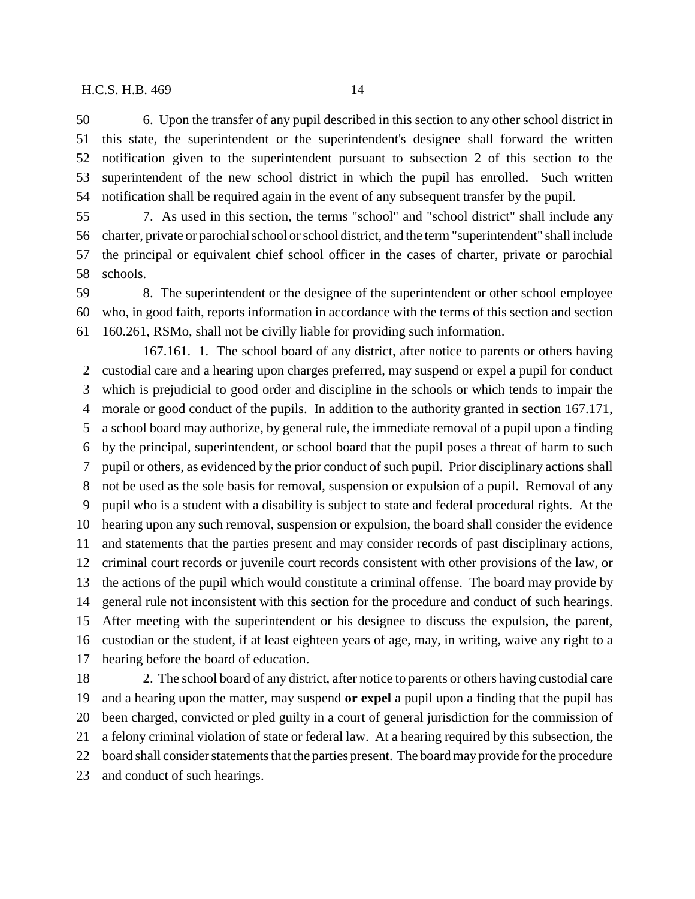6. Upon the transfer of any pupil described in this section to any other school district in this state, the superintendent or the superintendent's designee shall forward the written notification given to the superintendent pursuant to subsection 2 of this section to the superintendent of the new school district in which the pupil has enrolled. Such written notification shall be required again in the event of any subsequent transfer by the pupil.

7. As used in this section, the terms "school" and "school district" shall include any charter, private or parochial school or school district, and the term "superintendent" shall include the principal or equivalent chief school officer in the cases of charter, private or parochial schools.

8. The superintendent or the designee of the superintendent or other school employee who, in good faith, reports information in accordance with the terms of this section and section 160.261, RSMo, shall not be civilly liable for providing such information.

167.161. 1. The school board of any district, after notice to parents or others having custodial care and a hearing upon charges preferred, may suspend or expel a pupil for conduct which is prejudicial to good order and discipline in the schools or which tends to impair the morale or good conduct of the pupils. In addition to the authority granted in section 167.171, a school board may authorize, by general rule, the immediate removal of a pupil upon a finding by the principal, superintendent, or school board that the pupil poses a threat of harm to such pupil or others, as evidenced by the prior conduct of such pupil. Prior disciplinary actions shall not be used as the sole basis for removal, suspension or expulsion of a pupil. Removal of any pupil who is a student with a disability is subject to state and federal procedural rights. At the hearing upon any such removal, suspension or expulsion, the board shall consider the evidence and statements that the parties present and may consider records of past disciplinary actions, criminal court records or juvenile court records consistent with other provisions of the law, or the actions of the pupil which would constitute a criminal offense. The board may provide by general rule not inconsistent with this section for the procedure and conduct of such hearings. After meeting with the superintendent or his designee to discuss the expulsion, the parent, custodian or the student, if at least eighteen years of age, may, in writing, waive any right to a hearing before the board of education.

2. The school board of any district, after notice to parents or others having custodial care and a hearing upon the matter, may suspend **or expel** a pupil upon a finding that the pupil has been charged, convicted or pled guilty in a court of general jurisdiction for the commission of a felony criminal violation of state or federal law. At a hearing required by this subsection, the board shall consider statements that the parties present. The board may provide for the procedure and conduct of such hearings.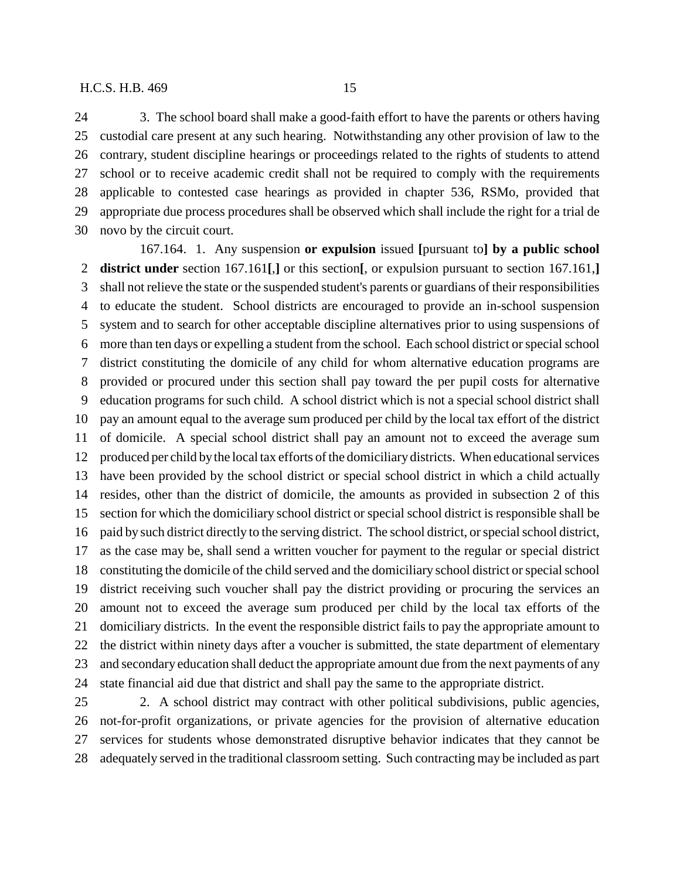3. The school board shall make a good-faith effort to have the parents or others having custodial care present at any such hearing. Notwithstanding any other provision of law to the contrary, student discipline hearings or proceedings related to the rights of students to attend school or to receive academic credit shall not be required to comply with the requirements applicable to contested case hearings as provided in chapter 536, RSMo, provided that appropriate due process procedures shall be observed which shall include the right for a trial de novo by the circuit court.

167.164. 1. Any suspension **or expulsion** issued **[**pursuant to**] by a public school district under** section 167.161**[**,**]** or this section**[**, or expulsion pursuant to section 167.161,**]** shall not relieve the state or the suspended student's parents or guardians of their responsibilities to educate the student. School districts are encouraged to provide an in-school suspension system and to search for other acceptable discipline alternatives prior to using suspensions of more than ten days or expelling a student from the school. Each school district or special school district constituting the domicile of any child for whom alternative education programs are provided or procured under this section shall pay toward the per pupil costs for alternative education programs for such child. A school district which is not a special school district shall pay an amount equal to the average sum produced per child by the local tax effort of the district of domicile. A special school district shall pay an amount not to exceed the average sum produced per child by the local tax efforts of the domiciliary districts. When educational services have been provided by the school district or special school district in which a child actually resides, other than the district of domicile, the amounts as provided in subsection 2 of this section for which the domiciliary school district or special school district is responsible shall be paid by such district directly to the serving district. The school district, or special school district, as the case may be, shall send a written voucher for payment to the regular or special district constituting the domicile of the child served and the domiciliary school district or special school district receiving such voucher shall pay the district providing or procuring the services an amount not to exceed the average sum produced per child by the local tax efforts of the domiciliary districts. In the event the responsible district fails to pay the appropriate amount to the district within ninety days after a voucher is submitted, the state department of elementary and secondary education shall deduct the appropriate amount due from the next payments of any state financial aid due that district and shall pay the same to the appropriate district.

2. A school district may contract with other political subdivisions, public agencies, not-for-profit organizations, or private agencies for the provision of alternative education services for students whose demonstrated disruptive behavior indicates that they cannot be adequately served in the traditional classroom setting. Such contracting may be included as part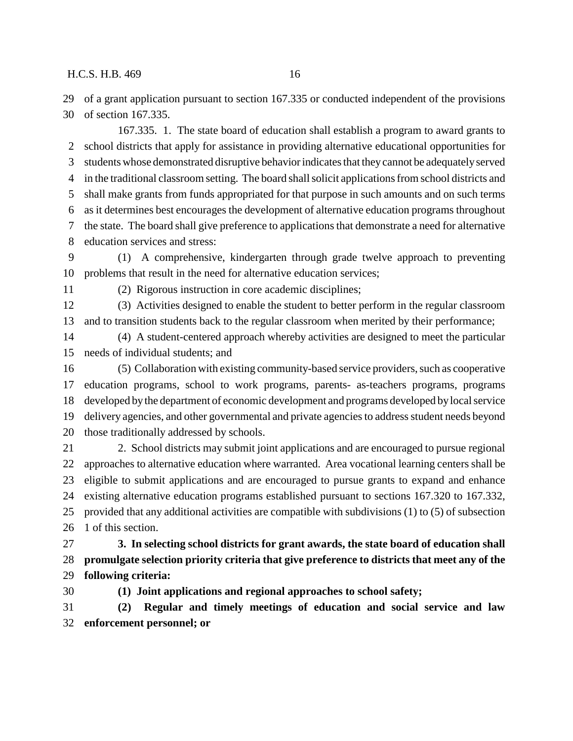of a grant application pursuant to section 167.335 or conducted independent of the provisions of section 167.335.

167.335. 1. The state board of education shall establish a program to award grants to school districts that apply for assistance in providing alternative educational opportunities for students whose demonstrated disruptive behavior indicates that they cannot be adequately served in the traditional classroom setting. The board shall solicit applications from school districts and shall make grants from funds appropriated for that purpose in such amounts and on such terms as it determines best encourages the development of alternative education programs throughout the state. The board shall give preference to applications that demonstrate a need for alternative education services and stress:

(1) A comprehensive, kindergarten through grade twelve approach to preventing problems that result in the need for alternative education services;

(2) Rigorous instruction in core academic disciplines;

(3) Activities designed to enable the student to better perform in the regular classroom and to transition students back to the regular classroom when merited by their performance;

(4) A student-centered approach whereby activities are designed to meet the particular needs of individual students; and

(5) Collaboration with existing community-based service providers, such as cooperative education programs, school to work programs, parents- as-teachers programs, programs developed by the department of economic development and programs developed by local service delivery agencies, and other governmental and private agencies to address student needs beyond those traditionally addressed by schools.

2. School districts may submit joint applications and are encouraged to pursue regional approaches to alternative education where warranted. Area vocational learning centers shall be eligible to submit applications and are encouraged to pursue grants to expand and enhance existing alternative education programs established pursuant to sections 167.320 to 167.332, provided that any additional activities are compatible with subdivisions (1) to (5) of subsection 1 of this section.

**3. In selecting school districts for grant awards, the state board of education shall promulgate selection priority criteria that give preference to districts that meet any of the following criteria:**

**(1) Joint applications and regional approaches to school safety;**

**(2) Regular and timely meetings of education and social service and law enforcement personnel; or**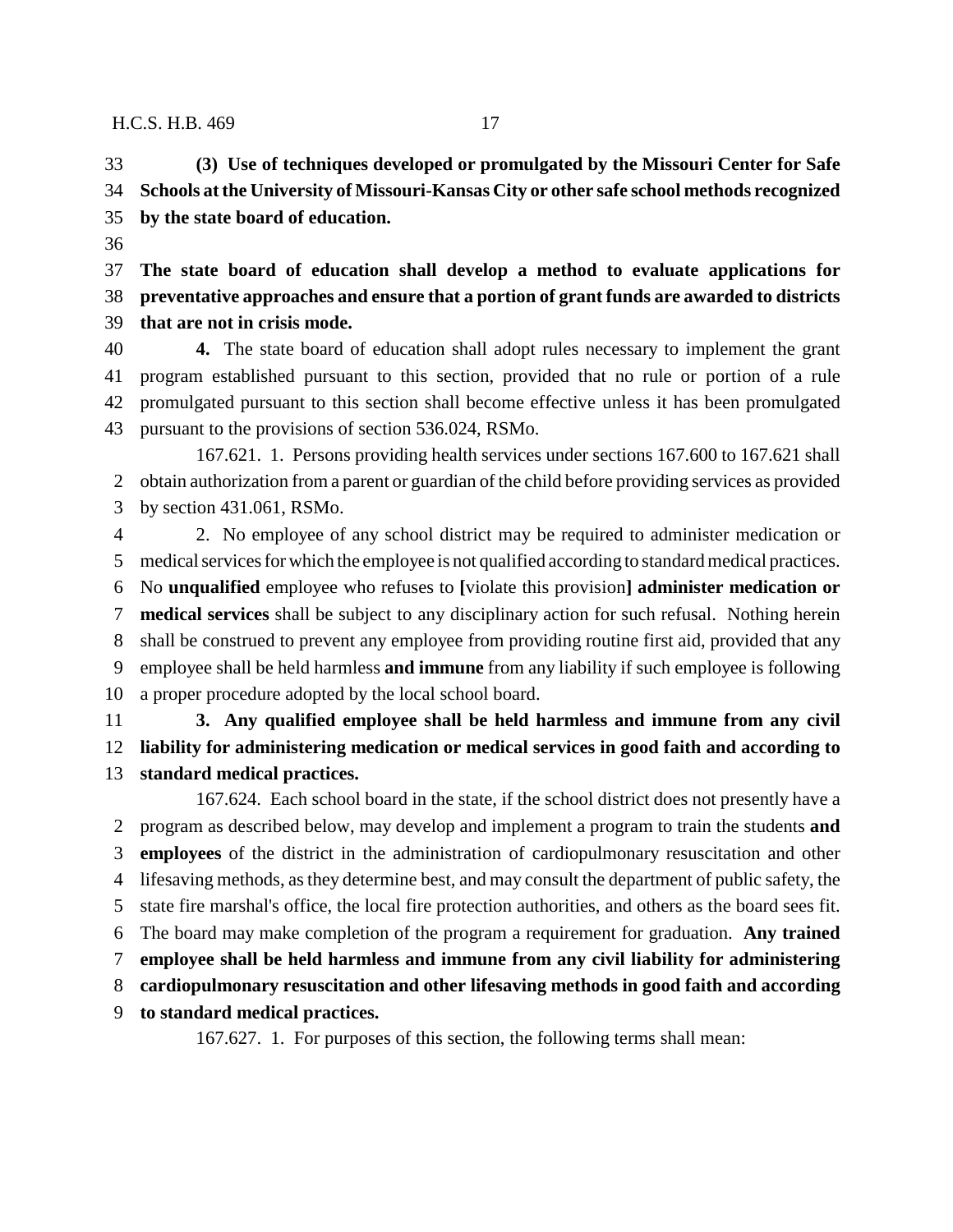**(3) Use of techniques developed or promulgated by the Missouri Center for Safe Schools at the University of Missouri-Kansas City or other safe school methods recognized by the state board of education.**

**The state board of education shall develop a method to evaluate applications for preventative approaches and ensure that a portion of grant funds are awarded to districts that are not in crisis mode.**

**4.** The state board of education shall adopt rules necessary to implement the grant program established pursuant to this section, provided that no rule or portion of a rule promulgated pursuant to this section shall become effective unless it has been promulgated pursuant to the provisions of section 536.024, RSMo.

167.621. 1. Persons providing health services under sections 167.600 to 167.621 shall obtain authorization from a parent or guardian of the child before providing services as provided by section 431.061, RSMo.

2. No employee of any school district may be required to administer medication or medical services for which the employee is not qualified according to standard medical practices. No **unqualified** employee who refuses to **[**violate this provision**]** **administer medication or medical services** shall be subject to any disciplinary action for such refusal. Nothing herein shall be construed to prevent any employee from providing routine first aid, provided that any employee shall be held harmless **and immune** from any liability if such employee is following a proper procedure adopted by the local school board.

**3. Any qualified employee shall be held harmless and immune from any civil liability for administering medication or medical services in good faith and according to standard medical practices.**

167.624. Each school board in the state, if the school district does not presently have a program as described below, may develop and implement a program to train the students **and employees** of the district in the administration of cardiopulmonary resuscitation and other lifesaving methods, as they determine best, and may consult the department of public safety, the state fire marshal's office, the local fire protection authorities, and others as the board sees fit. The board may make completion of the program a requirement for graduation. **Any trained employee shall be held harmless and immune from any civil liability for administering cardiopulmonary resuscitation and other lifesaving methods in good faith and according to standard medical practices.**

167.627. 1. For purposes of this section, the following terms shall mean: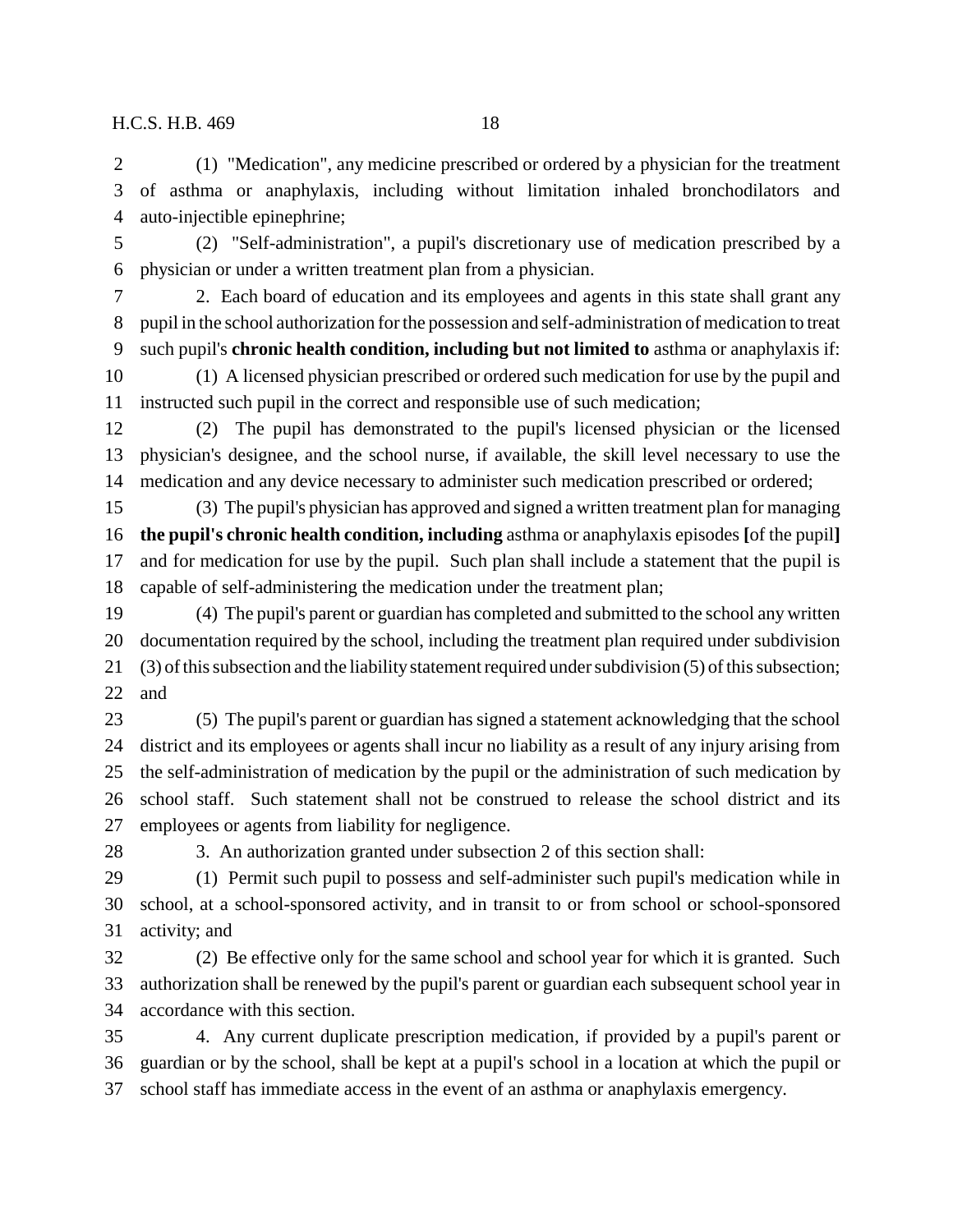(1) "Medication", any medicine prescribed or ordered by a physician for the treatment of asthma or anaphylaxis, including without limitation inhaled bronchodilators and auto-injectible epinephrine;

(2) "Self-administration", a pupil's discretionary use of medication prescribed by a physician or under a written treatment plan from a physician.

2. Each board of education and its employees and agents in this state shall grant any pupil in the school authorization for the possession and self-administration of medication to treat such pupil's **chronic health condition, including but not limited to** asthma or anaphylaxis if:

(1) A licensed physician prescribed or ordered such medication for use by the pupil and instructed such pupil in the correct and responsible use of such medication;

(2) The pupil has demonstrated to the pupil's licensed physician or the licensed physician's designee, and the school nurse, if available, the skill level necessary to use the medication and any device necessary to administer such medication prescribed or ordered;

(3) The pupil's physician has approved and signed a written treatment plan for managing **the pupil's chronic health condition, including** asthma or anaphylaxis episodes **[**of the pupil**]** and for medication for use by the pupil. Such plan shall include a statement that the pupil is capable of self-administering the medication under the treatment plan;

(4) The pupil's parent or guardian has completed and submitted to the school any written documentation required by the school, including the treatment plan required under subdivision (3) of this subsection and the liability statement required under subdivision (5) of this subsection; and

(5) The pupil's parent or guardian has signed a statement acknowledging that the school district and its employees or agents shall incur no liability as a result of any injury arising from the self-administration of medication by the pupil or the administration of such medication by school staff. Such statement shall not be construed to release the school district and its employees or agents from liability for negligence.

3. An authorization granted under subsection 2 of this section shall:

(1) Permit such pupil to possess and self-administer such pupil's medication while in school, at a school-sponsored activity, and in transit to or from school or school-sponsored activity; and

(2) Be effective only for the same school and school year for which it is granted. Such authorization shall be renewed by the pupil's parent or guardian each subsequent school year in accordance with this section.

4. Any current duplicate prescription medication, if provided by a pupil's parent or guardian or by the school, shall be kept at a pupil's school in a location at which the pupil or school staff has immediate access in the event of an asthma or anaphylaxis emergency.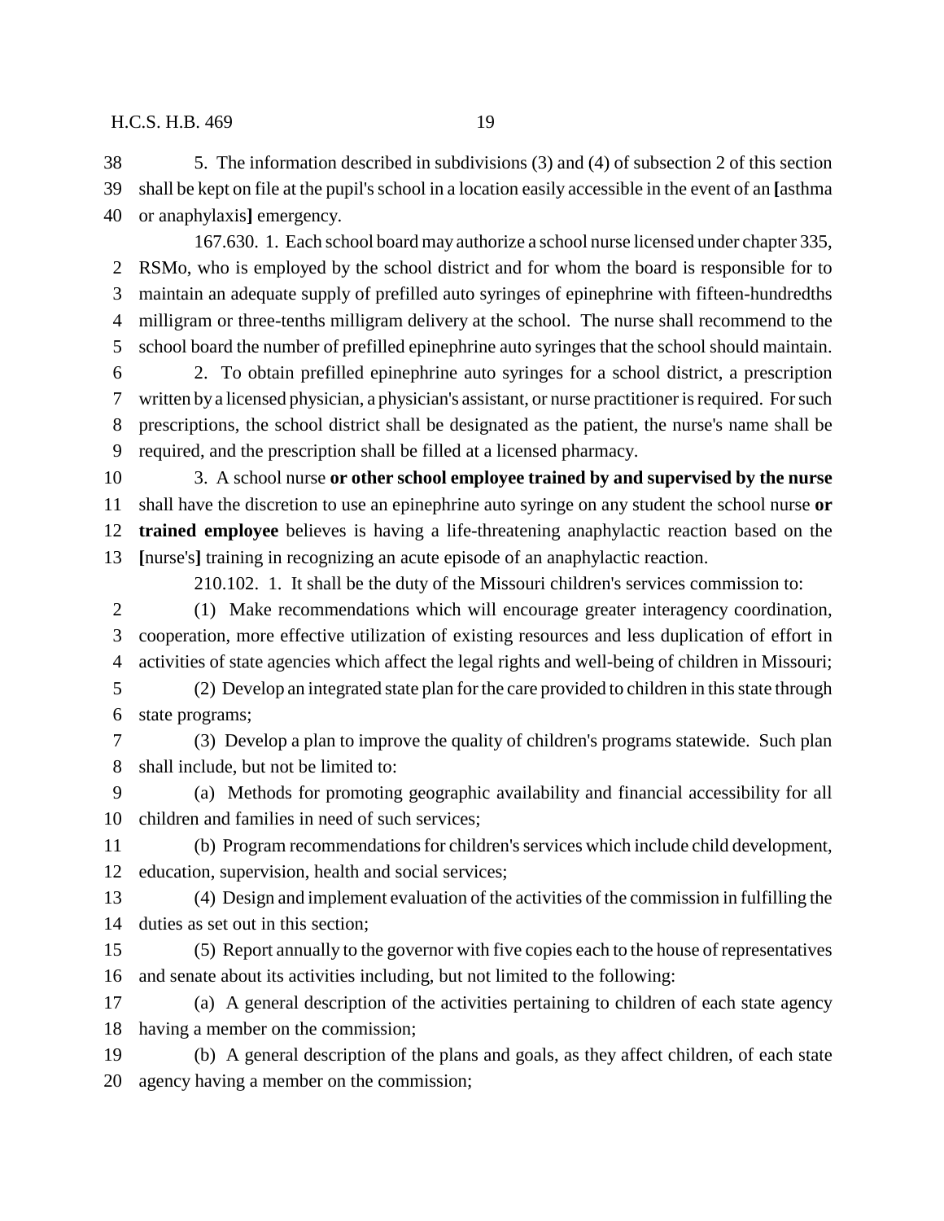5. The information described in subdivisions (3) and (4) of subsection 2 of this section shall be kept on file at the pupil's school in a location easily accessible in the event of an **[**asthma or anaphylaxis**]** emergency.

167.630. 1. Each school board may authorize a school nurse licensed under chapter 335, RSMo, who is employed by the school district and for whom the board is responsible for to maintain an adequate supply of prefilled auto syringes of epinephrine with fifteen-hundredths milligram or three-tenths milligram delivery at the school. The nurse shall recommend to the school board the number of prefilled epinephrine auto syringes that the school should maintain.

2. To obtain prefilled epinephrine auto syringes for a school district, a prescription written by a licensed physician, a physician's assistant, or nurse practitioner is required. For such prescriptions, the school district shall be designated as the patient, the nurse's name shall be required, and the prescription shall be filled at a licensed pharmacy.

3. A school nurse **or other school employee trained by and supervised by the nurse** shall have the discretion to use an epinephrine auto syringe on any student the school nurse **or trained employee** believes is having a life-threatening anaphylactic reaction based on the **[**nurse's**]** training in recognizing an acute episode of an anaphylactic reaction.

210.102. 1. It shall be the duty of the Missouri children's services commission to:

(1) Make recommendations which will encourage greater interagency coordination, cooperation, more effective utilization of existing resources and less duplication of effort in activities of state agencies which affect the legal rights and well-being of children in Missouri;

(2) Develop an integrated state plan for the care provided to children in this state through state programs;

(3) Develop a plan to improve the quality of children's programs statewide. Such plan shall include, but not be limited to:

(a) Methods for promoting geographic availability and financial accessibility for all children and families in need of such services;

(b) Program recommendations for children's services which include child development, education, supervision, health and social services;

(4) Design and implement evaluation of the activities of the commission in fulfilling the duties as set out in this section;

(5) Report annually to the governor with five copies each to the house of representatives and senate about its activities including, but not limited to the following:

(a) A general description of the activities pertaining to children of each state agency having a member on the commission;

(b) A general description of the plans and goals, as they affect children, of each state agency having a member on the commission;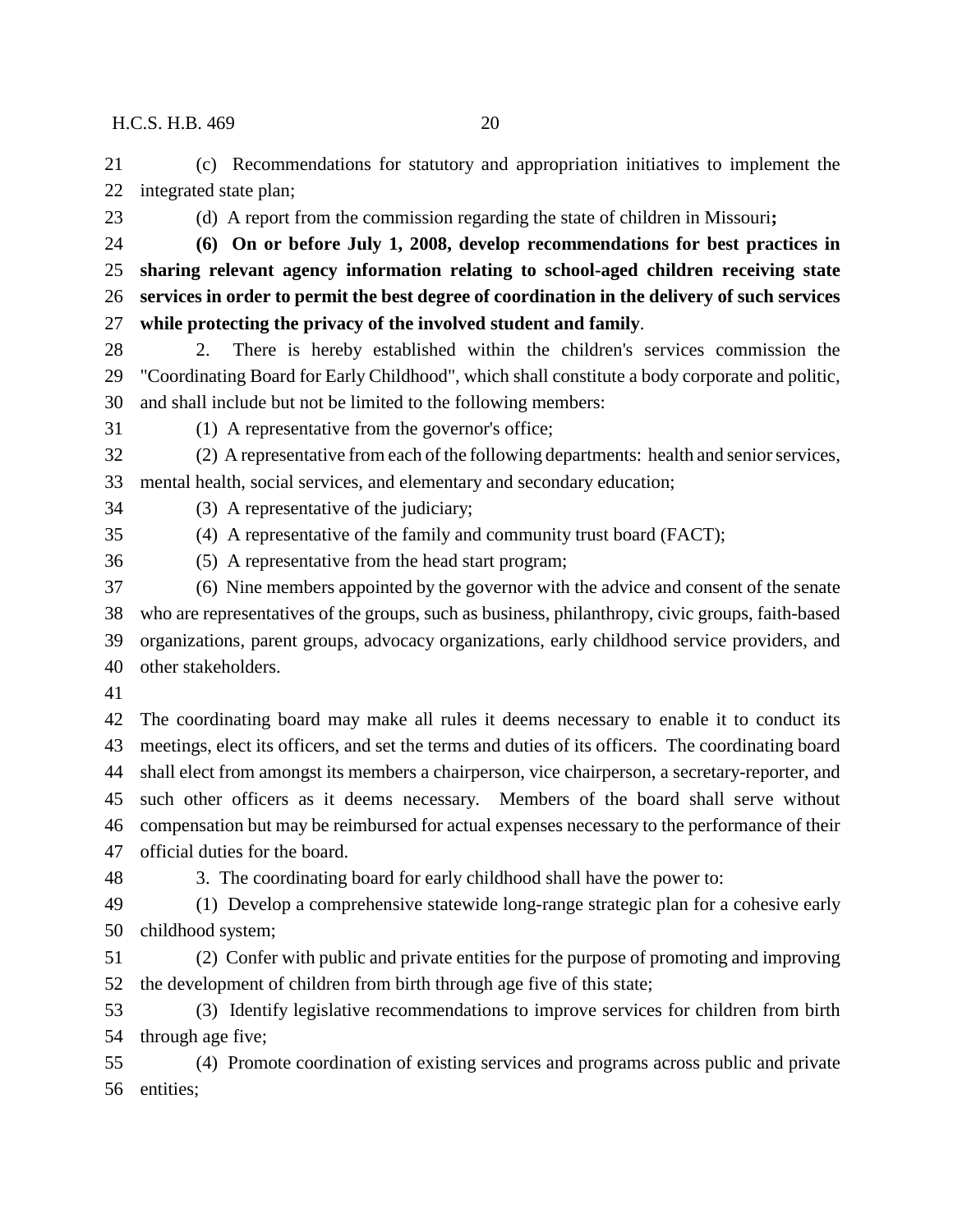(c) Recommendations for statutory and appropriation initiatives to implement the integrated state plan;

(d) A report from the commission regarding the state of children in Missouri**;**

**(6) On or before July 1, 2008, develop recommendations for best practices in sharing relevant agency information relating to school-aged children receiving state services in order to permit the best degree of coordination in the delivery of such services while protecting the privacy of the involved student and family**.

2. There is hereby established within the children's services commission the "Coordinating Board for Early Childhood", which shall constitute a body corporate and politic, and shall include but not be limited to the following members:

(1) A representative from the governor's office;

(2) A representative from each of the following departments: health and senior services, mental health, social services, and elementary and secondary education;

(3) A representative of the judiciary;

(4) A representative of the family and community trust board (FACT);

(5) A representative from the head start program;

(6) Nine members appointed by the governor with the advice and consent of the senate who are representatives of the groups, such as business, philanthropy, civic groups, faith-based organizations, parent groups, advocacy organizations, early childhood service providers, and other stakeholders.

The coordinating board may make all rules it deems necessary to enable it to conduct its meetings, elect its officers, and set the terms and duties of its officers. The coordinating board shall elect from amongst its members a chairperson, vice chairperson, a secretary-reporter, and such other officers as it deems necessary. Members of the board shall serve without compensation but may be reimbursed for actual expenses necessary to the performance of their official duties for the board.

3. The coordinating board for early childhood shall have the power to:

(1) Develop a comprehensive statewide long-range strategic plan for a cohesive early childhood system;

(2) Confer with public and private entities for the purpose of promoting and improving the development of children from birth through age five of this state;

(3) Identify legislative recommendations to improve services for children from birth through age five;

(4) Promote coordination of existing services and programs across public and private entities;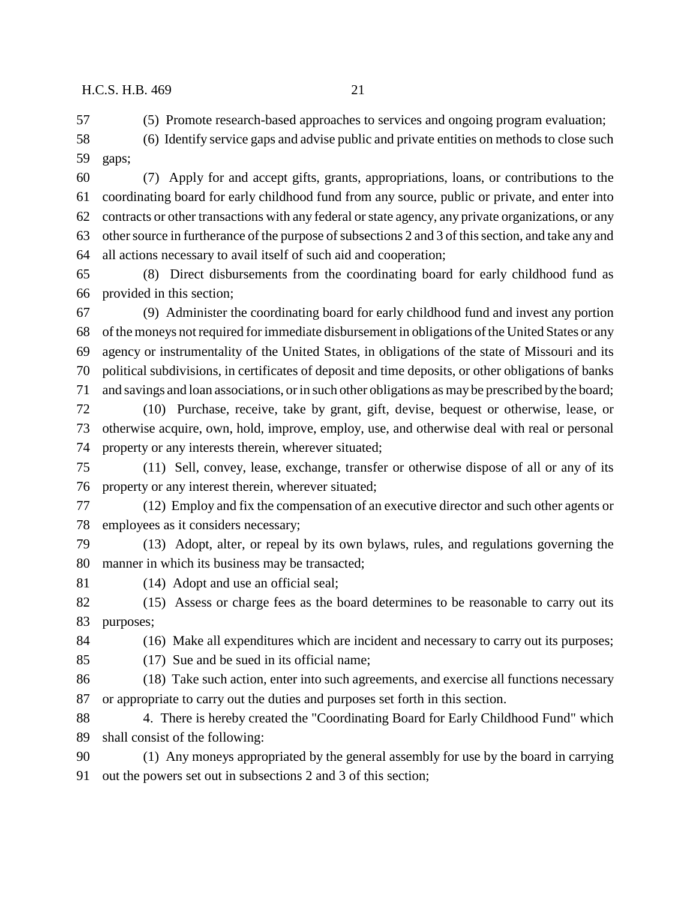(5) Promote research-based approaches to services and ongoing program evaluation;

(6) Identify service gaps and advise public and private entities on methods to close such gaps;

(7) Apply for and accept gifts, grants, appropriations, loans, or contributions to the coordinating board for early childhood fund from any source, public or private, and enter into contracts or other transactions with any federal or state agency, any private organizations, or any other source in furtherance of the purpose of subsections 2 and 3 of this section, and take any and all actions necessary to avail itself of such aid and cooperation;

(8) Direct disbursements from the coordinating board for early childhood fund as provided in this section;

(9) Administer the coordinating board for early childhood fund and invest any portion of the moneys not required for immediate disbursement in obligations of the United States or any agency or instrumentality of the United States, in obligations of the state of Missouri and its political subdivisions, in certificates of deposit and time deposits, or other obligations of banks and savings and loan associations, or in such other obligations as may be prescribed by the board;

(10) Purchase, receive, take by grant, gift, devise, bequest or otherwise, lease, or otherwise acquire, own, hold, improve, employ, use, and otherwise deal with real or personal property or any interests therein, wherever situated;

(11) Sell, convey, lease, exchange, transfer or otherwise dispose of all or any of its property or any interest therein, wherever situated;

(12) Employ and fix the compensation of an executive director and such other agents or employees as it considers necessary;

(13) Adopt, alter, or repeal by its own bylaws, rules, and regulations governing the manner in which its business may be transacted;

(14) Adopt and use an official seal;

(15) Assess or charge fees as the board determines to be reasonable to carry out its purposes;

(16) Make all expenditures which are incident and necessary to carry out its purposes;

(17) Sue and be sued in its official name;

(18) Take such action, enter into such agreements, and exercise all functions necessary or appropriate to carry out the duties and purposes set forth in this section.

4. There is hereby created the "Coordinating Board for Early Childhood Fund" which shall consist of the following:

(1) Any moneys appropriated by the general assembly for use by the board in carrying out the powers set out in subsections 2 and 3 of this section;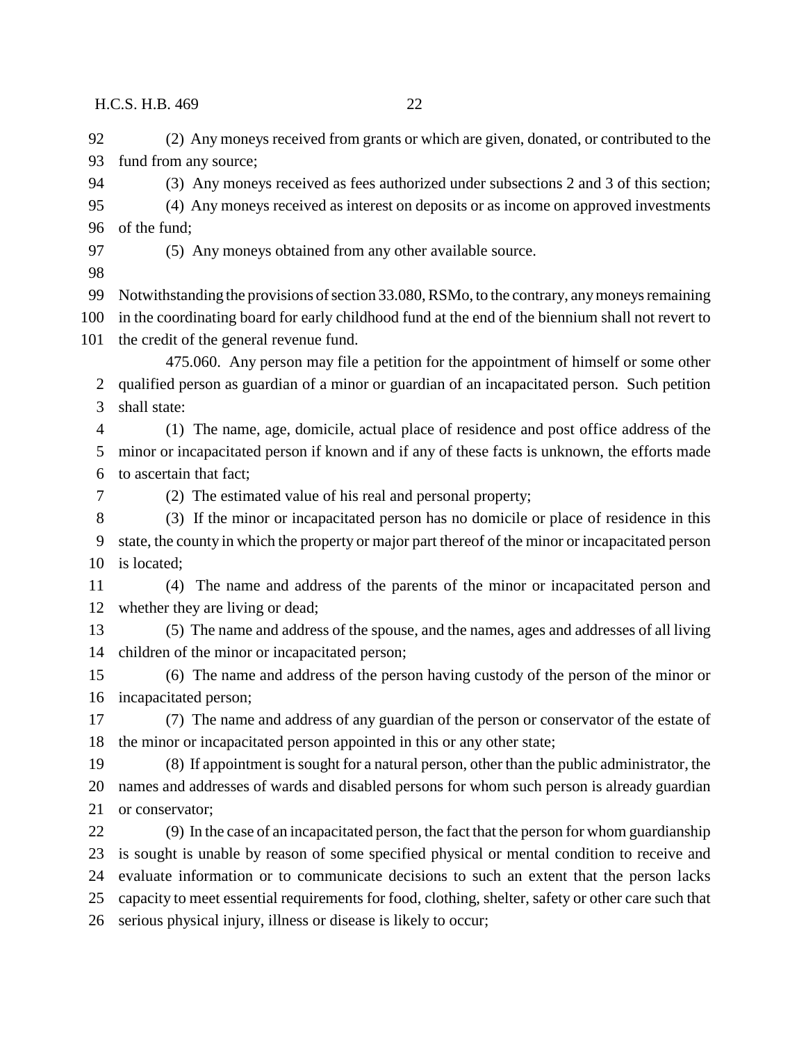(2) Any moneys received from grants or which are given, donated, or contributed to the fund from any source;

(3) Any moneys received as fees authorized under subsections 2 and 3 of this section;

(4) Any moneys received as interest on deposits or as income on approved investments of the fund;

(5) Any moneys obtained from any other available source.

Notwithstanding the provisions of section 33.080, RSMo, to the contrary, any moneys remaining in the coordinating board for early childhood fund at the end of the biennium shall not revert to the credit of the general revenue fund.

475.060. Any person may file a petition for the appointment of himself or some other qualified person as guardian of a minor or guardian of an incapacitated person. Such petition shall state:

(1) The name, age, domicile, actual place of residence and post office address of the minor or incapacitated person if known and if any of these facts is unknown, the efforts made to ascertain that fact;

(2) The estimated value of his real and personal property;

(3) If the minor or incapacitated person has no domicile or place of residence in this state, the county in which the property or major part thereof of the minor or incapacitated person is located;

(4) The name and address of the parents of the minor or incapacitated person and whether they are living or dead;

(5) The name and address of the spouse, and the names, ages and addresses of all living children of the minor or incapacitated person;

(6) The name and address of the person having custody of the person of the minor or incapacitated person;

(7) The name and address of any guardian of the person or conservator of the estate of the minor or incapacitated person appointed in this or any other state;

(8) If appointment is sought for a natural person, other than the public administrator, the names and addresses of wards and disabled persons for whom such person is already guardian or conservator;

(9) In the case of an incapacitated person, the fact that the person for whom guardianship is sought is unable by reason of some specified physical or mental condition to receive and evaluate information or to communicate decisions to such an extent that the person lacks capacity to meet essential requirements for food, clothing, shelter, safety or other care such that serious physical injury, illness or disease is likely to occur;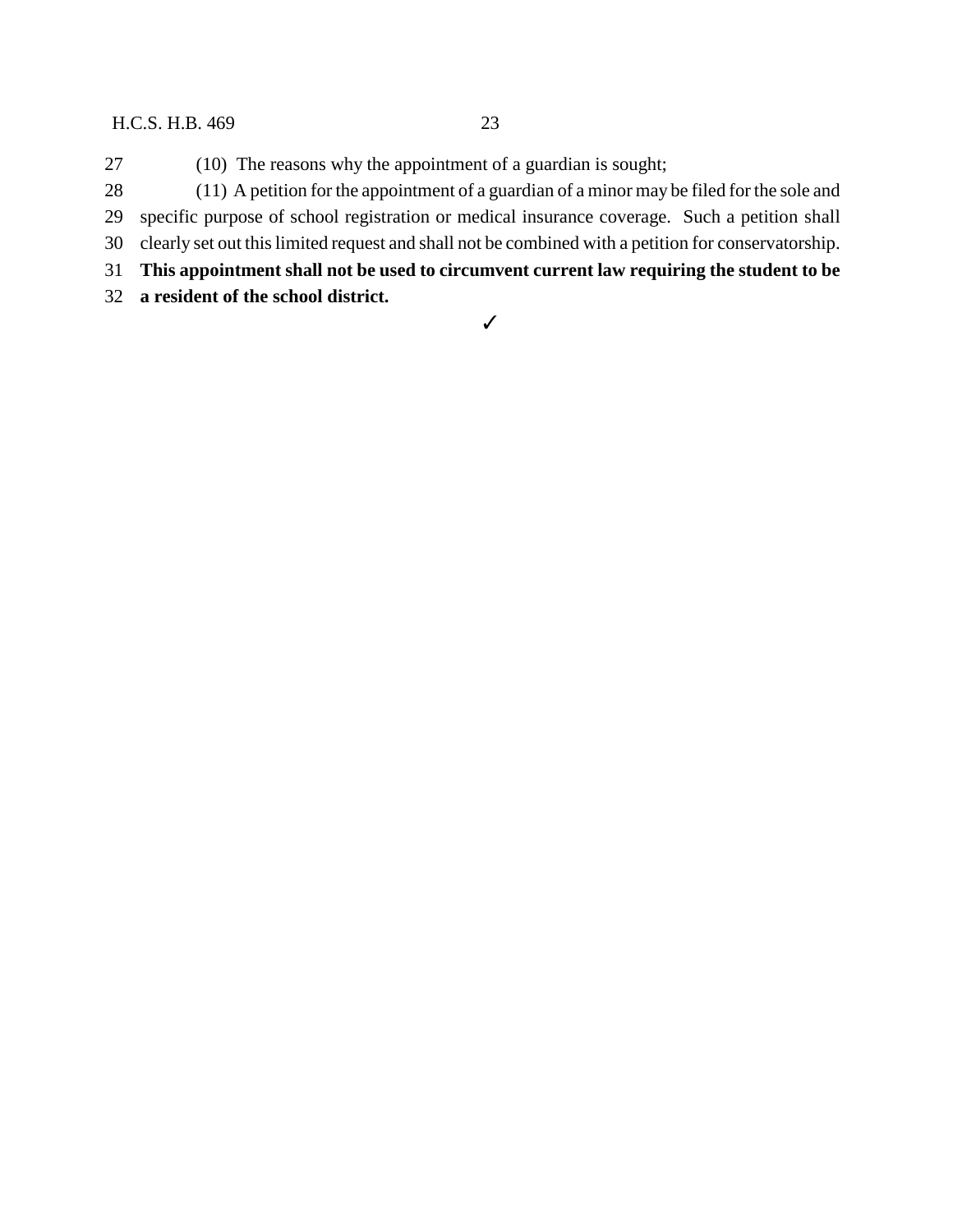(10) The reasons why the appointment of a guardian is sought;

(11) A petition for the appointment of a guardian of a minor may be filed for the sole and specific purpose of school registration or medical insurance coverage. Such a petition shall clearly set out this limited request and shall not be combined with a petition for conservatorship. **This appointment shall not be used to circumvent current law requiring the student to be a resident of the school district.**

✓